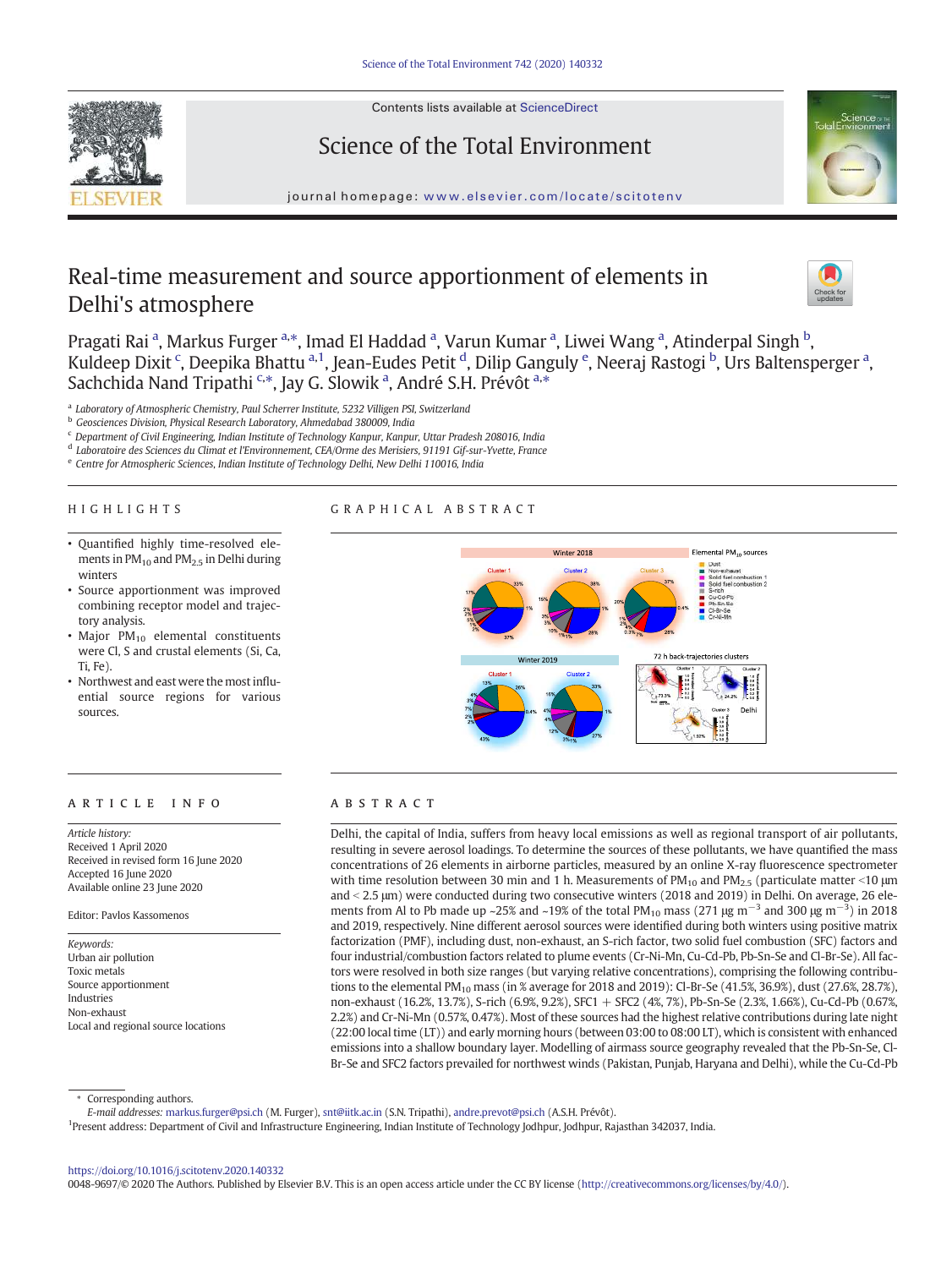# Real-time measurement and source apportionment of elements in Delhi's atmosphere

Pragati Rai [a], Markus Furger [a,*], Imad El Haddad [a], Varun Kumar [a], Liwei Wang [a], Atinderpal Singh [b], Kuldeep Dixit [c], Deepika Bhattu [a,1], Jean-Eudes Petit [d], Dilip Ganguly [e], Neeraj Rastogi [b], Urs Baltensperger [a], Sachchida Nand Tripathi [c,*], Jay G. Slowik [a], André S.H. Prévôt [a,*]

[a] Laboratory of Atmospheric Chemistry, Paul Scherrer Institute, 5232 Villigen PSI, Switzerland
[b] Geosciences Division, Physical Research Laboratory, Ahmedabad 380009, India
[c] Department of Civil Engineering, Indian Institute of Technology Kanpur, Kanpur, Uttar Pradesh 208016, India
[d] Laboratoire des Sciences du Climat et l'Environnement, CEA/Orme des Merisiers, 91191 Gif-sur-Yvette, France
[e] Centre for Atmospheric Sciences, Indian Institute of Technology Delhi, New Delhi 110016, India

## HIGHLIGHTS

- Quantified highly time-resolved elements in $PM_{10}$ and $PM_{2.5}$ in Delhi during winters
- Source apportionment was improved combining receptor model and trajectory analysis.
- Major $PM_{10}$ elemental constituents were Cl, S and crustal elements (Si, Ca, Ti, Fe).
- Northwest and east were the most influential source regions for various sources.

## GRAPHICAL ABSTRACT

## ARTICLE INFO

*Article history:*
Received 1 April 2020
Received in revised form 16 June 2020
Accepted 16 June 2020
Available online 23 June 2020

Editor: Pavlos Kassomenos

*Keywords:*
Urban air pollution
Toxic metals
Source apportionment
Industries
Non-exhaust
Local and regional source locations

## ABSTRACT

Delhi, the capital of India, suffers from heavy local emissions as well as regional transport of air pollutants, resulting in severe aerosol loadings. To determine the sources of these pollutants, we have quantified the mass concentrations of 26 elements in airborne particles, measured by an online X-ray fluorescence spectrometer with time resolution between 30 min and 1 h. Measurements of $PM_{10}$ and $PM_{2.5}$ (particulate matter <10 μm and < 2.5 μm) were conducted during two consecutive winters (2018 and 2019) in Delhi. On average, 26 elements from Al to Pb made up ~25% and ~19% of the total $PM_{10}$ mass (271 μg $m^{-3}$ and 300 μg $m^{-3}$) in 2018 and 2019, respectively. Nine different aerosol sources were identified during both winters using positive matrix factorization (PMF), including dust, non-exhaust, an S-rich factor, two solid fuel combustion (SFC) factors and four industrial/combustion factors related to plume events (Cr-Ni-Mn, Cu-Cd-Pb, Pb-Sn-Se, and Cl-Br-Se). All factors were resolved in both size ranges (but varying relative concentrations), comprising the following contributions to the elemental $PM_{10}$ mass (in % average for 2018 and 2019): Cl-Br-Se (41.5%, 36.9%), dust (27.6%, 28.7%), non-exhaust (16.2%, 13.7%), S-rich (6.9%, 9.2%), SFC1 + SFC2 (4%, 7%), Pb-Sn-Se (2.3%, 1.66%), Cu-Cd-Pb (0.67%, 2.2%) and Cr-Ni-Mn (0.57%, 0.47%). Most of these sources had the highest relative contributions during late night (22:00 local time (LT)) and early morning hours (between 03:00 to 08:00 LT), which is consistent with enhanced emissions into a shallow boundary layer. Modelling of airmass source geography revealed that the Pb-Sn-Se, Cl-Br-Se and SFC2 factors prevailed for northwest winds (Pakistan, Punjab, Haryana and Delhi), while the Cu-Cd-Pb

\* Corresponding authors.
*E-mail addresses:* markus.furger@psi.ch (M. Furger), snt@iitk.ac.in (S.N. Tripathi), andre.prevot@psi.ch (A.S.H. Prévôt).
[1] Present address: Department of Civil and Infrastructure Engineering, Indian Institute of Technology Jodhpur, Jodhpur, Rajasthan 342037, India.

https://doi.org/10.1016/j.scitotenv.2020.140332
0048-9697/© 2020 The Authors. Published by Elsevier B.V. This is an open access article under the CC BY license (http://creativecommons.org/licenses/by/4.0/).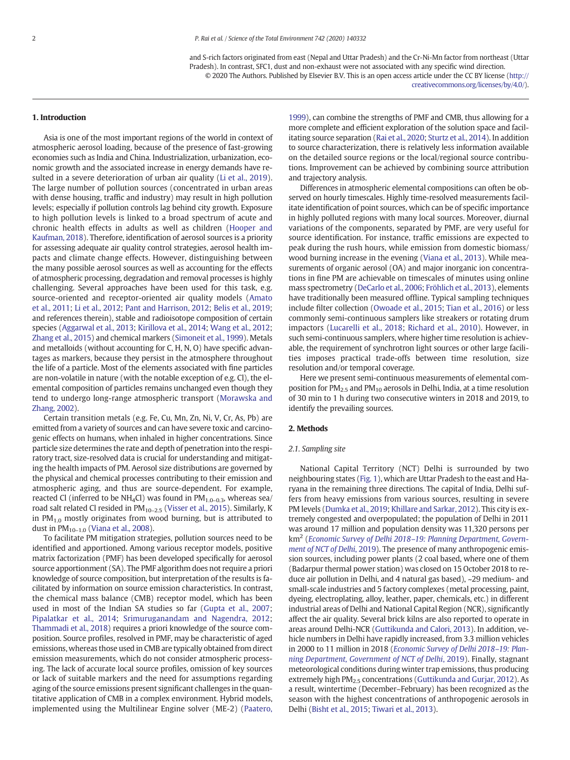and S-rich factors originated from east (Nepal and Uttar Pradesh) and the Cr-Ni-Mn factor from northeast (Uttar Pradesh). In contrast, SFC1, dust and non-exhaust were not associated with any specific wind direction.

© 2020 The Authors. Published by Elsevier B.V. This is an open access article under the CC BY license (http://creativecommons.org/licenses/by/4.0/).

## 1. Introduction

Asia is one of the most important regions of the world in context of atmospheric aerosol loading, because of the presence of fast-growing economies such as India and China. Industrialization, urbanization, economic growth and the associated increase in energy demands have resulted in a severe deterioration of urban air quality (Li et al., 2019). The large number of pollution sources (concentrated in urban areas with dense housing, traffic and industry) may result in high pollution levels; especially if pollution controls lag behind city growth. Exposure to high pollution levels is linked to a broad spectrum of acute and chronic health effects in adults as well as children (Hooper and Kaufman, 2018). Therefore, identification of aerosol sources is a priority for assessing adequate air quality control strategies, aerosol health impacts and climate change effects. However, distinguishing between the many possible aerosol sources as well as accounting for the effects of atmospheric processing, degradation and removal processes is highly challenging. Several approaches have been used for this task, e.g. source-oriented and receptor-oriented air quality models (Amato et al., 2011; Li et al., 2012; Pant and Harrison, 2012; Belis et al., 2019; and references therein), stable and radioisotope composition of certain species (Aggarwal et al., 2013; Kirillova et al., 2014; Wang et al., 2012; Zhang et al., 2015) and chemical markers (Simoneit et al., 1999). Metals and metalloids (without accounting for C, H, N, O) have specific advantages as markers, because they persist in the atmosphere throughout the life of a particle. Most of the elements associated with fine particles are non-volatile in nature (with the notable exception of e.g. Cl), the elemental composition of particles remains unchanged even though they tend to undergo long-range atmospheric transport (Morawska and Zhang, 2002).

Certain transition metals (e.g. Fe, Cu, Mn, Zn, Ni, V, Cr, As, Pb) are emitted from a variety of sources and can have severe toxic and carcinogenic effects on humans, when inhaled in higher concentrations. Since particle size determines the rate and depth of penetration into the respiratory tract, size-resolved data is crucial for understanding and mitigating the health impacts of PM. Aerosol size distributions are governed by the physical and chemical processes contributing to their emission and atmospheric aging, and thus are source-dependent. For example, reacted Cl (inferred to be $NH_4Cl$) was found in $PM_{1.0–0.3}$, whereas sea/road salt related Cl resided in $PM_{10–2.5}$ (Visser et al., 2015). Similarly, K in $PM_{1.0}$ mostly originates from wood burning, but is attributed to dust in $PM_{10–1.0}$ (Viana et al., 2008).

To facilitate PM mitigation strategies, pollution sources need to be identified and apportioned. Among various receptor models, positive matrix factorization (PMF) has been developed specifically for aerosol source apportionment (SA). The PMF algorithm does not require a priori knowledge of source composition, but interpretation of the results is facilitated by information on source emission characteristics. In contrast, the chemical mass balance (CMB) receptor model, which has been used in most of the Indian SA studies so far (Gupta et al., 2007; Pipalatkar et al., 2014; Srimuruganandam and Nagendra, 2012; Thammadi et al., 2018) requires a priori knowledge of the source composition. Source profiles, resolved in PMF, may be characteristic of aged emissions, whereas those used in CMB are typically obtained from direct emission measurements, which do not consider atmospheric processing. The lack of accurate local source profiles, omission of key sources or lack of suitable markers and the need for assumptions regarding aging of the source emissions present significant challenges in the quantitative application of CMB in a complex environment. Hybrid models, implemented using the Multilinear Engine solver (ME-2) (Paatero, 1999), can combine the strengths of PMF and CMB, thus allowing for a more complete and efficient exploration of the solution space and facilitating source separation (Rai et al., 2020; Sturtz et al., 2014). In addition to source characterization, there is relatively less information available on the detailed source regions or the local/regional source contributions. Improvement can be achieved by combining source attribution and trajectory analysis.

Differences in atmospheric elemental compositions can often be observed on hourly timescales. Highly time-resolved measurements facilitate identification of point sources, which can be of specific importance in highly polluted regions with many local sources. Moreover, diurnal variations of the components, separated by PMF, are very useful for source identification. For instance, traffic emissions are expected to peak during the rush hours, while emission from domestic biomass/wood burning increase in the evening (Viana et al., 2013). While measurements of organic aerosol (OA) and major inorganic ion concentrations in fine PM are achievable on timescales of minutes using online mass spectrometry (DeCarlo et al., 2006; Fröhlich et al., 2013), elements have traditionally been measured offline. Typical sampling techniques include filter collection (Owoade et al., 2015; Tian et al., 2016) or less commonly semi-continuous samplers like streakers or rotating drum impactors (Lucarelli et al., 2018; Richard et al., 2010). However, in such semi-continuous samplers, where higher time resolution is achievable, the requirement of synchrotron light sources or other large facilities imposes practical trade-offs between time resolution, size resolution and/or temporal coverage.

Here we present semi-continuous measurements of elemental composition for $PM_{2.5}$ and $PM_{10}$ aerosols in Delhi, India, at a time resolution of 30 min to 1 h during two consecutive winters in 2018 and 2019, to identify the prevailing sources.

## 2. Methods

### 2.1. Sampling site

National Capital Territory (NCT) Delhi is surrounded by two neighbouring states (Fig. 1), which are Uttar Pradesh to the east and Haryana in the remaining three directions. The capital of India, Delhi suffers from heavy emissions from various sources, resulting in severe PM levels (Dumka et al., 2019; Khillare and Sarkar, 2012). This city is extremely congested and overpopulated; the population of Delhi in 2011 was around 17 million and population density was 11,320 persons per $km^2$ (*Economic Survey of Delhi 2018–19: Planning Department, Government of NCT of Delhi*, 2019). The presence of many anthropogenic emission sources, including power plants (2 coal based, where one of them (Badarpur thermal power station) was closed on 15 October 2018 to reduce air pollution in Delhi, and 4 natural gas based), ~29 medium- and small-scale industries and 5 factory complexes (metal processing, paint, dyeing, electroplating, alloy, leather, paper, chemicals, etc.) in different industrial areas of Delhi and National Capital Region (NCR), significantly affect the air quality. Several brick kilns are also reported to operate in areas around Delhi-NCR (Guttikunda and Calori, 2013). In addition, vehicle numbers in Delhi have rapidly increased, from 3.3 million vehicles in 2000 to 11 million in 2018 (*Economic Survey of Delhi 2018–19: Planning Department, Government of NCT of Delhi*, 2019). Finally, stagnant meteorological conditions during winter trap emissions, thus producing extremely high $PM_{2.5}$ concentrations (Guttikunda and Gurjar, 2012). As a result, wintertime (December–February) has been recognized as the season with the highest concentrations of anthropogenic aerosols in Delhi (Bisht et al., 2015; Tiwari et al., 2013).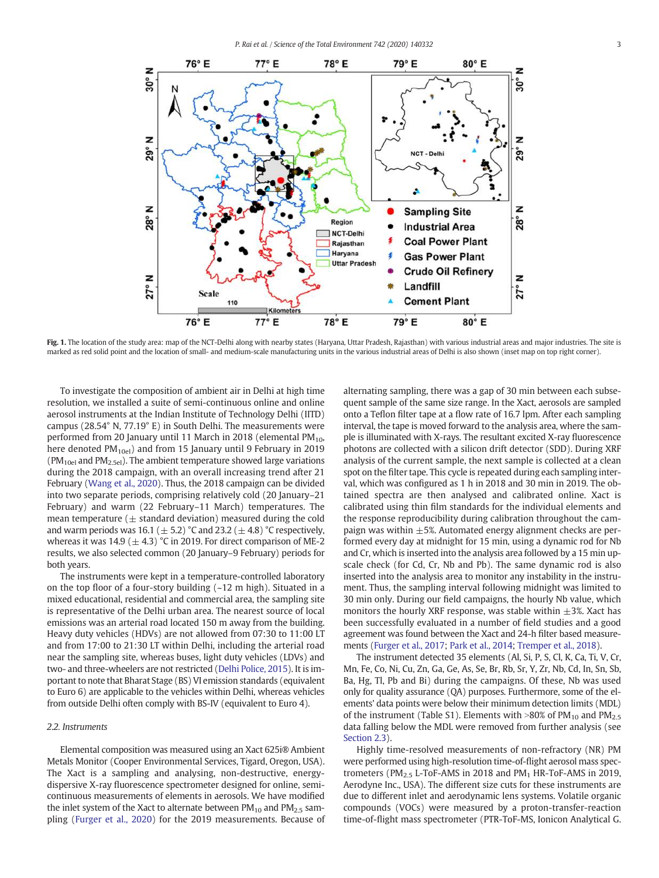**Fig. 1.** The location of the study area: map of the NCT-Delhi along with nearby states (Haryana, Uttar Pradesh, Rajasthan) with various industrial areas and major industries. The site is marked as red solid point and the location of small- and medium-scale manufacturing units in the various industrial areas of Delhi is also shown (inset map on top right corner).

To investigate the composition of ambient air in Delhi at high time resolution, we installed a suite of semi-continuous online and online aerosol instruments at the Indian Institute of Technology Delhi (IITD) campus (28.54° N, 77.19° E) in South Delhi. The measurements were performed from 20 January until 11 March in 2018 (elemental $PM_{10}$, here denoted $PM_{10el}$) and from 15 January until 9 February in 2019 ($PM_{10el}$ and $PM_{2.5el}$). The ambient temperature showed large variations during the 2018 campaign, with an overall increasing trend after 21 February (Wang et al., 2020). Thus, the 2018 campaign can be divided into two separate periods, comprising relatively cold (20 January–21 February) and warm (22 February–11 March) temperatures. The mean temperature (± standard deviation) measured during the cold and warm periods was 16.1 (± 5.2) °C and 23.2 (± 4.8) °C respectively, whereas it was 14.9 (± 4.3) °C in 2019. For direct comparison of ME-2 results, we also selected common (20 January–9 February) periods for both years.

The instruments were kept in a temperature-controlled laboratory on the top floor of a four-story building (~12 m high). Situated in a mixed educational, residential and commercial area, the sampling site is representative of the Delhi urban area. The nearest source of local emissions was an arterial road located 150 m away from the building. Heavy duty vehicles (HDVs) are not allowed from 07:30 to 11:00 LT and from 17:00 to 21:30 LT within Delhi, including the arterial road and near the sampling site, whereas buses, light duty vehicles (LDVs) and two- and three-wheelers are not restricted (Delhi Police, 2015). It is important to note that Bharat Stage (BS) VI emission standards (equivalent to Euro 6) are applicable to the vehicles within Delhi, whereas vehicles from outside Delhi often comply with BS-IV (equivalent to Euro 4).

### 2.2. Instruments

Elemental composition was measured using an Xact 625i® Ambient Metals Monitor (Cooper Environmental Services, Tigard, Oregon, USA). The Xact is a sampling and analysing, non-destructive, energy-dispersive X-ray fluorescence spectrometer designed for online, semi-continuous measurements of elements in aerosols. We have modified the inlet system of the Xact to alternate between $PM_{10}$ and $PM_{2.5}$ sampling (Furger et al., 2020) for the 2019 measurements. Because of alternating sampling, there was a gap of 30 min between each subsequent sample of the same size range. In the Xact, aerosols are sampled onto a Teflon filter tape at a flow rate of 16.7 lpm. After each sampling interval, the tape is moved forward to the analysis area, where the sample is illuminated with X-rays. The resultant excited X-ray fluorescence photons are collected with a silicon drift detector (SDD). During XRF analysis of the current sample, the next sample is collected at a clean spot on the filter tape. This cycle is repeated during each sampling interval, which was configured as 1 h in 2018 and 30 min in 2019. The obtained spectra are then analysed and calibrated online. Xact is calibrated using thin film standards for the individual elements and the response reproducibility during calibration throughout the campaign was within ±5%. Automated energy alignment checks are performed every day at midnight for 15 min, using a dynamic rod for Nb and Cr, which is inserted into the analysis area followed by a 15 min upscale check (for Cd, Cr, Nb and Pb). The same dynamic rod is also inserted into the analysis area to monitor any instability in the instrument. Thus, the sampling interval following midnight was limited to 30 min only. During our field campaigns, the hourly Nb value, which monitors the hourly XRF response, was stable within ±3%. Xact has been successfully evaluated in a number of field studies and a good agreement was found between the Xact and 24-h filter based measurements (Furger et al., 2017; Park et al., 2014; Tremper et al., 2018).

The instrument detected 35 elements (Al, Si, P, S, Cl, K, Ca, Ti, V, Cr, Mn, Fe, Co, Ni, Cu, Zn, Ga, Ge, As, Se, Br, Rb, Sr, Y, Zr, Nb, Cd, In, Sn, Sb, Ba, Hg, Tl, Pb and Bi) during the campaigns. Of these, Nb was used only for quality assurance (QA) purposes. Furthermore, some of the elements' data points were below their minimum detection limits (MDL) of the instrument (Table S1). Elements with >80% of $PM_{10}$ and $PM_{2.5}$ data falling below the MDL were removed from further analysis (see Section 2.3).

Highly time-resolved measurements of non-refractory (NR) PM were performed using high-resolution time-of-flight aerosol mass spectrometers ($PM_{2.5}$ L-ToF-AMS in 2018 and $PM_1$ HR-ToF-AMS in 2019, Aerodyne Inc., USA). The different size cuts for these instruments are due to different inlet and aerodynamic lens systems. Volatile organic compounds (VOCs) were measured by a proton-transfer-reaction time-of-flight mass spectrometer (PTR-ToF-MS, Ionicon Analytical G.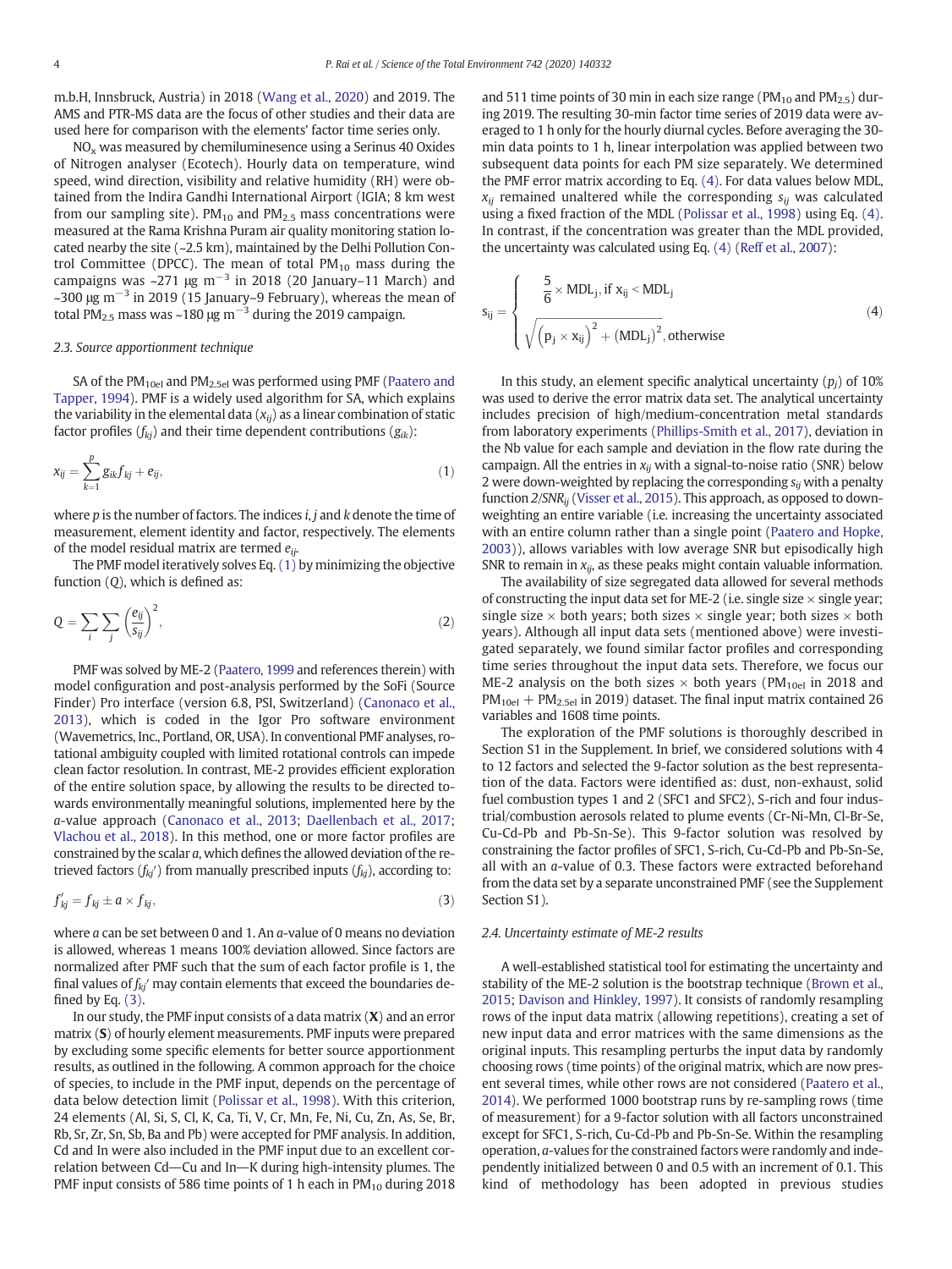m.b.H, Innsbruck, Austria) in 2018 (Wang et al., 2020) and 2019. The AMS and PTR-MS data are the focus of other studies and their data are used here for comparison with the elements' factor time series only.

$NO_x$ was measured by chemiluminesence using a Serinus 40 Oxides of Nitrogen analyser (Ecotech). Hourly data on temperature, wind speed, wind direction, visibility and relative humidity (RH) were obtained from the Indira Gandhi International Airport (IGIA; 8 km west from our sampling site). $PM_{10}$ and $PM_{2.5}$ mass concentrations were measured at the Rama Krishna Puram air quality monitoring station located nearby the site (~2.5 km), maintained by the Delhi Pollution Control Committee (DPCC). The mean of total $PM_{10}$ mass during the campaigns was ~271 μg $m^{-3}$ in 2018 (20 January–11 March) and ~300 μg $m^{-3}$ in 2019 (15 January–9 February), whereas the mean of total $PM_{2.5}$ mass was ~180 μg $m^{-3}$ during the 2019 campaign.

### 2.3. Source apportionment technique

SA of the $PM_{10el}$ and $PM_{2.5el}$ was performed using PMF (Paatero and Tapper, 1994). PMF is a widely used algorithm for SA, which explains the variability in the elemental data ($x_{ij}$) as a linear combination of static factor profiles ($f_{kj}$) and their time dependent contributions ($g_{ik}$):

$$x_{ij} = \sum_{k=1}^{p} g_{ik} f_{kj} + e_{ij}, \tag{1}$$

where $p$ is the number of factors. The indices $i$, $j$ and $k$ denote the time of measurement, element identity and factor, respectively. The elements of the model residual matrix are termed $e_{ij}$.

The PMF model iteratively solves Eq. (1) by minimizing the objective function ($Q$), which is defined as:

$$Q = \sum_{i} \sum_{j} \left( \frac{e_{ij}}{s_{ij}} \right)^2, \tag{2}$$

PMF was solved by ME-2 (Paatero, 1999 and references therein) with model configuration and post-analysis performed by the SoFi (Source Finder) Pro interface (version 6.8, PSI, Switzerland) (Canonaco et al., 2013), which is coded in the Igor Pro software environment (Wavemetrics, Inc., Portland, OR, USA). In conventional PMF analyses, rotational ambiguity coupled with limited rotational controls can impede clean factor resolution. In contrast, ME-2 provides efficient exploration of the entire solution space, by allowing the results to be directed towards environmentally meaningful solutions, implemented here by the *a*-value approach (Canonaco et al., 2013; Daellenbach et al., 2017; Vlachou et al., 2018). In this method, one or more factor profiles are constrained by the scalar *a*, which defines the allowed deviation of the retrieved factors ($f_{kj}'$) from manually prescribed inputs ($f_{kj}$), according to:

$$f_{kj}' = f_{kj} \pm a \times f_{kj}, \tag{3}$$

where *a* can be set between 0 and 1. An *a*-value of 0 means no deviation is allowed, whereas 1 means 100% deviation allowed. Since factors are normalized after PMF such that the sum of each factor profile is 1, the final values of $f_{kj}'$ may contain elements that exceed the boundaries defined by Eq. (3).

In our study, the PMF input consists of a data matrix (**X**) and an error matrix (**S**) of hourly element measurements. PMF inputs were prepared by excluding some specific elements for better source apportionment results, as outlined in the following. A common approach for the choice of species, to include in the PMF input, depends on the percentage of data below detection limit (Polissar et al., 1998). With this criterion, 24 elements (Al, Si, S, Cl, K, Ca, Ti, V, Cr, Mn, Fe, Ni, Cu, Zn, As, Se, Br, Rb, Sr, Zr, Sn, Sb, Ba and Pb) were accepted for PMF analysis. In addition, Cd and In were also included in the PMF input due to an excellent correlation between Cd—Cu and In—K during high-intensity plumes. The PMF input consists of 586 time points of 1 h each in $PM_{10}$ during 2018 and 511 time points of 30 min in each size range ($PM_{10}$ and $PM_{2.5}$) during 2019. The resulting 30-min factor time series of 2019 data were averaged to 1 h only for the hourly diurnal cycles. Before averaging the 30-min data points to 1 h, linear interpolation was applied between two subsequent data points for each PM size separately. We determined the PMF error matrix according to Eq. (4). For data values below MDL, $x_{ij}$ remained unaltered while the corresponding $s_{ij}$ was calculated using a fixed fraction of the MDL (Polissar et al., 1998) using Eq. (4). In contrast, if the concentration was greater than the MDL provided, the uncertainty was calculated using Eq. (4) (Reff et al., 2007):

$$s_{ij} = \begin{cases} \dfrac{5}{6} \times MDL_j, \text{ if } x_{ij} < MDL_j \\ \sqrt{\left(p_j \times x_{ij}\right)^2 + \left(MDL_j\right)^2}, \text{otherwise} \end{cases} \tag{4}$$

In this study, an element specific analytical uncertainty ($p_j$) of 10% was used to derive the error matrix data set. The analytical uncertainty includes precision of high/medium-concentration metal standards from laboratory experiments (Phillips-Smith et al., 2017), deviation in the Nb value for each sample and deviation in the flow rate during the campaign. All the entries in $x_{ij}$ with a signal-to-noise ratio (SNR) below 2 were down-weighted by replacing the corresponding $s_{ij}$ with a penalty function $2/SNR_{ij}$ (Visser et al., 2015). This approach, as opposed to down-weighting an entire variable (i.e. increasing the uncertainty associated with an entire column rather than a single point (Paatero and Hopke, 2003)), allows variables with low average SNR but episodically high SNR to remain in $x_{ij}$, as these peaks might contain valuable information.

The availability of size segregated data allowed for several methods of constructing the input data set for ME-2 (i.e. single size × single year; single size × both years; both sizes × single year; both sizes × both years). Although all input data sets (mentioned above) were investigated separately, we found similar factor profiles and corresponding time series throughout the input data sets. Therefore, we focus our ME-2 analysis on the both sizes × both years ($PM_{10el}$ in 2018 and $PM_{10el}$ + $PM_{2.5el}$ in 2019) dataset. The final input matrix contained 26 variables and 1608 time points.

The exploration of the PMF solutions is thoroughly described in Section S1 in the Supplement. In brief, we considered solutions with 4 to 12 factors and selected the 9-factor solution as the best representation of the data. Factors were identified as: dust, non-exhaust, solid fuel combustion types 1 and 2 (SFC1 and SFC2), S-rich and four industrial/combustion aerosols related to plume events (Cr-Ni-Mn, Cl-Br-Se, Cu-Cd-Pb and Pb-Sn-Se). This 9-factor solution was resolved by constraining the factor profiles of SFC1, S-rich, Cu-Cd-Pb and Pb-Sn-Se, all with an *a*-value of 0.3. These factors were extracted beforehand from the data set by a separate unconstrained PMF (see the Supplement Section S1).

### 2.4. Uncertainty estimate of ME-2 results

A well-established statistical tool for estimating the uncertainty and stability of the ME-2 solution is the bootstrap technique (Brown et al., 2015; Davison and Hinkley, 1997). It consists of randomly resampling rows of the input data matrix (allowing repetitions), creating a set of new input data and error matrices with the same dimensions as the original inputs. This resampling perturbs the input data by randomly choosing rows (time points) of the original matrix, which are now present several times, while other rows are not considered (Paatero et al., 2014). We performed 1000 bootstrap runs by re-sampling rows (time of measurement) for a 9-factor solution with all factors unconstrained except for SFC1, S-rich, Cu-Cd-Pb and Pb-Sn-Se. Within the resampling operation, *a*-values for the constrained factors were randomly and independently initialized between 0 and 0.5 with an increment of 0.1. This kind of methodology has been adopted in previous studies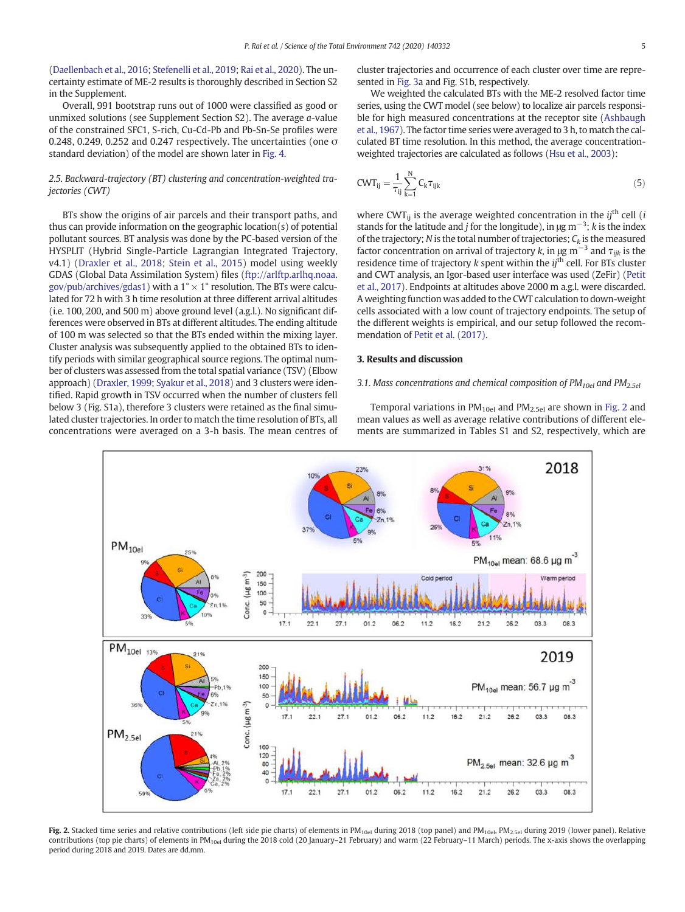(Daellenbach et al., 2016; Stefenelli et al., 2019; Rai et al., 2020). The uncertainty estimate of ME-2 results is thoroughly described in Section S2 in the Supplement.

Overall, 991 bootstrap runs out of 1000 were classified as good or unmixed solutions (see Supplement Section S2). The average *a*-value of the constrained SFC1, S-rich, Cu-Cd-Pb and Pb-Sn-Se profiles were 0.248, 0.249, 0.252 and 0.247 respectively. The uncertainties (one σ standard deviation) of the model are shown later in Fig. 4.

### 2.5. Backward-trajectory (BT) clustering and concentration-weighted trajectories (CWT)

BTs show the origins of air parcels and their transport paths, and thus can provide information on the geographic location(s) of potential pollutant sources. BT analysis was done by the PC-based version of the HYSPLIT (Hybrid Single-Particle Lagrangian Integrated Trajectory, v4.1) (Draxler et al., 2018; Stein et al., 2015) model using weekly GDAS (Global Data Assimilation System) files (ftp://arlftp.arlhq.noaa.gov/pub/archives/gdas1) with a 1° × 1° resolution. The BTs were calculated for 72 h with 3 h time resolution at three different arrival altitudes (i.e. 100, 200, and 500 m) above ground level (a.g.l.). No significant differences were observed in BTs at different altitudes. The ending altitude of 100 m was selected so that the BTs ended within the mixing layer. Cluster analysis was subsequently applied to the obtained BTs to identify periods with similar geographical source regions. The optimal number of clusters was assessed from the total spatial variance (TSV) (Elbow approach) (Draxler, 1999; Syakur et al., 2018) and 3 clusters were identified. Rapid growth in TSV occurred when the number of clusters fell below 3 (Fig. S1a), therefore 3 clusters were retained as the final simulated cluster trajectories. In order to match the time resolution of BTs, all concentrations were averaged on a 3-h basis. The mean centres of cluster trajectories and occurrence of each cluster over time are represented in Fig. 3a and Fig. S1b, respectively.

We weighted the calculated BTs with the ME-2 resolved factor time series, using the CWT model (see below) to localize air parcels responsible for high measured concentrations at the receptor site (Ashbaugh et al., 1967). The factor time series were averaged to 3 h, to match the calculated BT time resolution. In this method, the average concentration-weighted trajectories are calculated as follows (Hsu et al., 2003):

$$\mathrm{CWT}_{ij} = \frac{1}{\tau_{ij}}\sum_{k=1}^{N} C_k \tau_{ijk} \tag{5}$$

where $\mathrm{CWT}_{ij}$ is the average weighted concentration in the $ij^{th}$ cell ($i$ stands for the latitude and $j$ for the longitude), in μg m$^{-3}$; $k$ is the index of the trajectory; $N$ is the total number of trajectories; $C_k$ is the measured factor concentration on arrival of trajectory $k$, in μg m$^{-3}$ and $\tau_{ijk}$ is the residence time of trajectory $k$ spent within the $ij^{th}$ cell. For BTs cluster and CWT analysis, an Igor-based user interface was used (ZeFir) (Petit et al., 2017). Endpoints at altitudes above 2000 m a.g.l. were discarded. A weighting function was added to the CWT calculation to down-weight cells associated with a low count of trajectory endpoints. The setup of the different weights is empirical, and our setup followed the recommendation of Petit et al. (2017).

## 3. Results and discussion

### 3.1. Mass concentrations and chemical composition of $PM_{10el}$ and $PM_{2.5el}$

Temporal variations in $PM_{10el}$ and $PM_{2.5el}$ are shown in Fig. 2 and mean values as well as average relative contributions of different elements are summarized in Tables S1 and S2, respectively, which are

Fig. 2. Stacked time series and relative contributions (left side pie charts) of elements in $PM_{10el}$ during 2018 (top panel) and $PM_{10el}$, $PM_{2.5el}$ during 2019 (lower panel). Relative contributions (top pie charts) of elements in $PM_{10el}$ during the 2018 cold (20 January–21 February) and warm (22 February–11 March) periods. The x-axis shows the overlapping period during 2018 and 2019. Dates are dd.mm.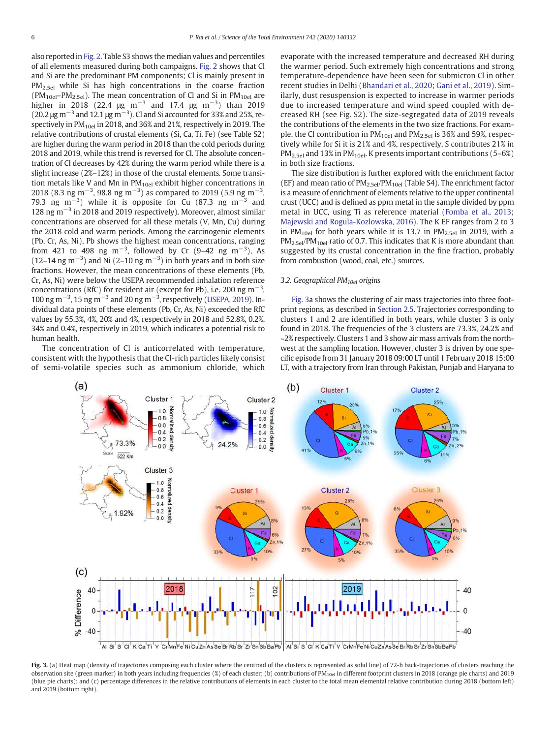also reported in Fig. 2. Table S3 shows the median values and percentiles of all elements measured during both campaigns. Fig. 2 shows that Cl and Si are the predominant PM components; Cl is mainly present in $PM_{2.5el}$ while Si has high concentrations in the coarse fraction ($PM_{10el}$–$PM_{2.5el}$). The mean concentration of Cl and Si in $PM_{10el}$ are higher in 2018 (22.4 μg $m^{-3}$ and 17.4 μg $m^{-3}$) than 2019 (20.2 μg $m^{-3}$ and 12.1 μg $m^{-3}$). Cl and Si accounted for 33% and 25%, respectively in $PM_{10el}$ in 2018, and 36% and 21%, respectively in 2019. The relative contributions of crustal elements (Si, Ca, Ti, Fe) (see Table S2) are higher during the warm period in 2018 than the cold periods during 2018 and 2019, while this trend is reversed for Cl. The absolute concentration of Cl decreases by 42% during the warm period while there is a slight increase (2%–12%) in those of the crustal elements. Some transition metals like V and Mn in $PM_{10el}$ exhibit higher concentrations in 2018 (8.3 ng $m^{-3}$, 98.8 ng $m^{-3}$) as compared to 2019 (5.9 ng $m^{-3}$, 79.3 ng $m^{-3}$) while it is opposite for Cu (87.3 ng $m^{-3}$ and 128 ng $m^{-3}$ in 2018 and 2019 respectively). Moreover, almost similar concentrations are observed for all these metals (V, Mn, Cu) during the 2018 cold and warm periods. Among the carcinogenic elements (Pb, Cr, As, Ni), Pb shows the highest mean concentrations, ranging from 421 to 498 ng $m^{-3}$, followed by Cr (9–42 ng $m^{-3}$), As (12–14 ng $m^{-3}$) and Ni (2–10 ng $m^{-3}$) in both years and in both size fractions. However, the mean concentrations of these elements (Pb, Cr, As, Ni) were below the USEPA recommended inhalation reference concentrations (RfC) for resident air (except for Pb), i.e. 200 ng $m^{-3}$, 100 ng $m^{-3}$, 15 ng $m^{-3}$ and 20 ng $m^{-3}$, respectively (USEPA, 2019). Individual data points of these elements (Pb, Cr, As, Ni) exceeded the RfC values by 55.3%, 4%, 20% and 4%, respectively in 2018 and 52.8%, 0.2%, 34% and 0.4%, respectively in 2019, which indicates a potential risk to human health.

The concentration of Cl is anticorrelated with temperature, consistent with the hypothesis that the Cl-rich particles likely consist of semi-volatile species such as ammonium chloride, which evaporate with the increased temperature and decreased RH during the warmer period. Such extremely high concentrations and strong temperature-dependence have been seen for submicron Cl in other recent studies in Delhi (Bhandari et al., 2020; Gani et al., 2019). Similarly, dust resuspension is expected to increase in warmer periods due to increased temperature and wind speed coupled with decreased RH (see Fig. S2). The size-segregated data of 2019 reveals the contributions of the elements in the two size fractions. For example, the Cl contribution in $PM_{10el}$ and $PM_{2.5el}$ is 36% and 59%, respectively while for Si it is 21% and 4%, respectively. S contributes 21% in $PM_{2.5el}$ and 13% in $PM_{10el}$. K presents important contributions (5–6%) in both size fractions.

The size distribution is further explored with the enrichment factor (EF) and mean ratio of $PM_{2.5el}$/$PM_{10el}$ (Table S4). The enrichment factor is a measure of enrichment of elements relative to the upper continental crust (UCC) and is defined as ppm metal in the sample divided by ppm metal in UCC, using Ti as reference material (Fomba et al., 2013; Majewski and Rogula-Kozlowska, 2016). The K EF ranges from 2 to 3 in $PM_{10el}$ for both years while it is 13.7 in $PM_{2.5el}$ in 2019, with a $PM_{2.5el}$/$PM_{10el}$ ratio of 0.7. This indicates that K is more abundant than suggested by its crustal concentration in the fine fraction, probably from combustion (wood, coal, etc.) sources.

### 3.2. Geographical $PM_{10el}$ origins

Fig. 3a shows the clustering of air mass trajectories into three footprint regions, as described in Section 2.5. Trajectories corresponding to clusters 1 and 2 are identified in both years, while cluster 3 is only found in 2018. The frequencies of the 3 clusters are 73.3%, 24.2% and ~2% respectively. Clusters 1 and 3 show air mass arrivals from the northwest at the sampling location. However, cluster 3 is driven by one specific episode from 31 January 2018 09:00 LT until 1 February 2018 15:00 LT, with a trajectory from Iran through Pakistan, Punjab and Haryana to

**Fig. 3.** (a) Heat map (density of trajectories composing each cluster where the centroid of the clusters is represented as solid line) of 72-h back-trajectories of clusters reaching the observation site (green marker) in both years including frequencies (%) of each cluster; (b) contributions of $PM_{10el}$ in different footprint clusters in 2018 (orange pie charts) and 2019 (blue pie charts); and (c) percentage differences in the relative contributions of elements in each cluster to the total mean elemental relative contribution during 2018 (bottom left) and 2019 (bottom right).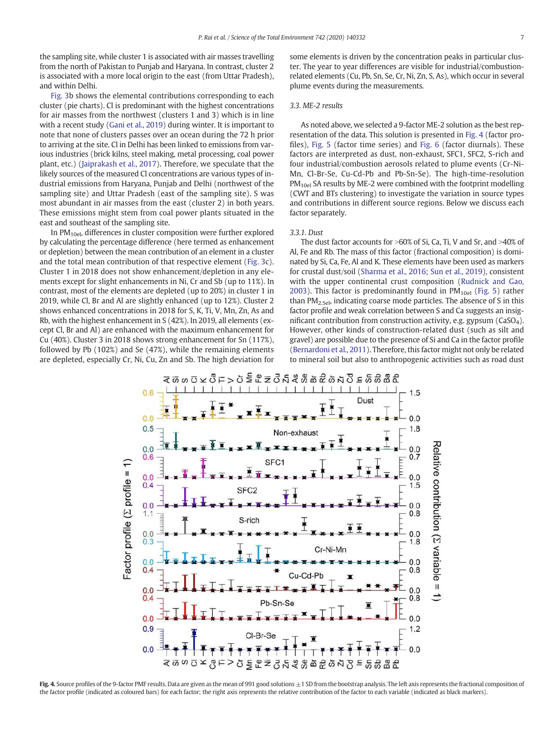the sampling site, while cluster 1 is associated with air masses travelling from the north of Pakistan to Punjab and Haryana. In contrast, cluster 2 is associated with a more local origin to the east (from Uttar Pradesh), and within Delhi.

Fig. 3b shows the elemental contributions corresponding to each cluster (pie charts). Cl is predominant with the highest concentrations for air masses from the northwest (clusters 1 and 3) which is in line with a recent study (Gani et al., 2019) during winter. It is important to note that none of clusters passes over an ocean during the 72 h prior to arriving at the site. Cl in Delhi has been linked to emissions from various industries (brick kilns, steel making, metal processing, coal power plant, etc.) (Jaiprakash et al., 2017). Therefore, we speculate that the likely sources of the measured Cl concentrations are various types of industrial emissions from Haryana, Punjab and Delhi (northwest of the sampling site) and Uttar Pradesh (east of the sampling site). S was most abundant in air masses from the east (cluster 2) in both years. These emissions might stem from coal power plants situated in the east and southeast of the sampling site.

In $PM_{10el}$, differences in cluster composition were further explored by calculating the percentage difference (here termed as enhancement or depletion) between the mean contribution of an element in a cluster and the total mean contribution of that respective element (Fig. 3c). Cluster 1 in 2018 does not show enhancement/depletion in any elements except for slight enhancements in Ni, Cr and Sb (up to 11%). In contrast, most of the elements are depleted (up to 20%) in cluster 1 in 2019, while Cl, Br and Al are slightly enhanced (up to 12%). Cluster 2 shows enhanced concentrations in 2018 for S, K, Ti, V, Mn, Zn, As and Rb, with the highest enhancement in S (42%). In 2019, all elements (except Cl, Br and Al) are enhanced with the maximum enhancement for Cu (40%). Cluster 3 in 2018 shows strong enhancement for Sn (117%), followed by Pb (102%) and Se (47%), while the remaining elements are depleted, especially Cr, Ni, Cu, Zn and Sb. The high deviation for some elements is driven by the concentration peaks in particular cluster. The year to year differences are visible for industrial/combustion-related elements (Cu, Pb, Sn, Se, Cr, Ni, Zn, S, As), which occur in several plume events during the measurements.

### 3.3. ME-2 results

As noted above, we selected a 9-factor ME-2 solution as the best representation of the data. This solution is presented in Fig. 4 (factor profiles), Fig. 5 (factor time series) and Fig. 6 (factor diurnals). These factors are interpreted as dust, non-exhaust, SFC1, SFC2, S-rich and four industrial/combustion aerosols related to plume events (Cr-Ni-Mn, Cl-Br-Se, Cu-Cd-Pb and Pb-Sn-Se). The high-time-resolution $PM_{10el}$ SA results by ME-2 were combined with the footprint modelling (CWT and BTs clustering) to investigate the variation in source types and contributions in different source regions. Below we discuss each factor separately.

#### 3.3.1. Dust

The dust factor accounts for >60% of Si, Ca, Ti, V and Sr, and >40% of Al, Fe and Rb. The mass of this factor (fractional composition) is dominated by Si, Ca, Fe, Al and K. These elements have been used as markers for crustal dust/soil (Sharma et al., 2016; Sun et al., 2019), consistent with the upper continental crust composition (Rudnick and Gao, 2003). This factor is predominantly found in $PM_{10el}$ (Fig. 5) rather than $PM_{2.5el}$, indicating coarse mode particles. The absence of S in this factor profile and weak correlation between S and Ca suggests an insignificant contribution from construction activity, e.g. gypsum ($CaSO_4$). However, other kinds of construction-related dust (such as silt and gravel) are possible due to the presence of Si and Ca in the factor profile (Bernardoni et al., 2011). Therefore, this factor might not only be related to mineral soil but also to anthropogenic activities such as road dust

**Fig. 4.** Source profiles of the 9-factor PMF results. Data are given as the mean of 991 good solutions ±1 SD from the bootstrap analysis. The left axis represents the fractional composition of the factor profile (indicated as coloured bars) for each factor; the right axis represents the relative contribution of the factor to each variable (indicated as black markers).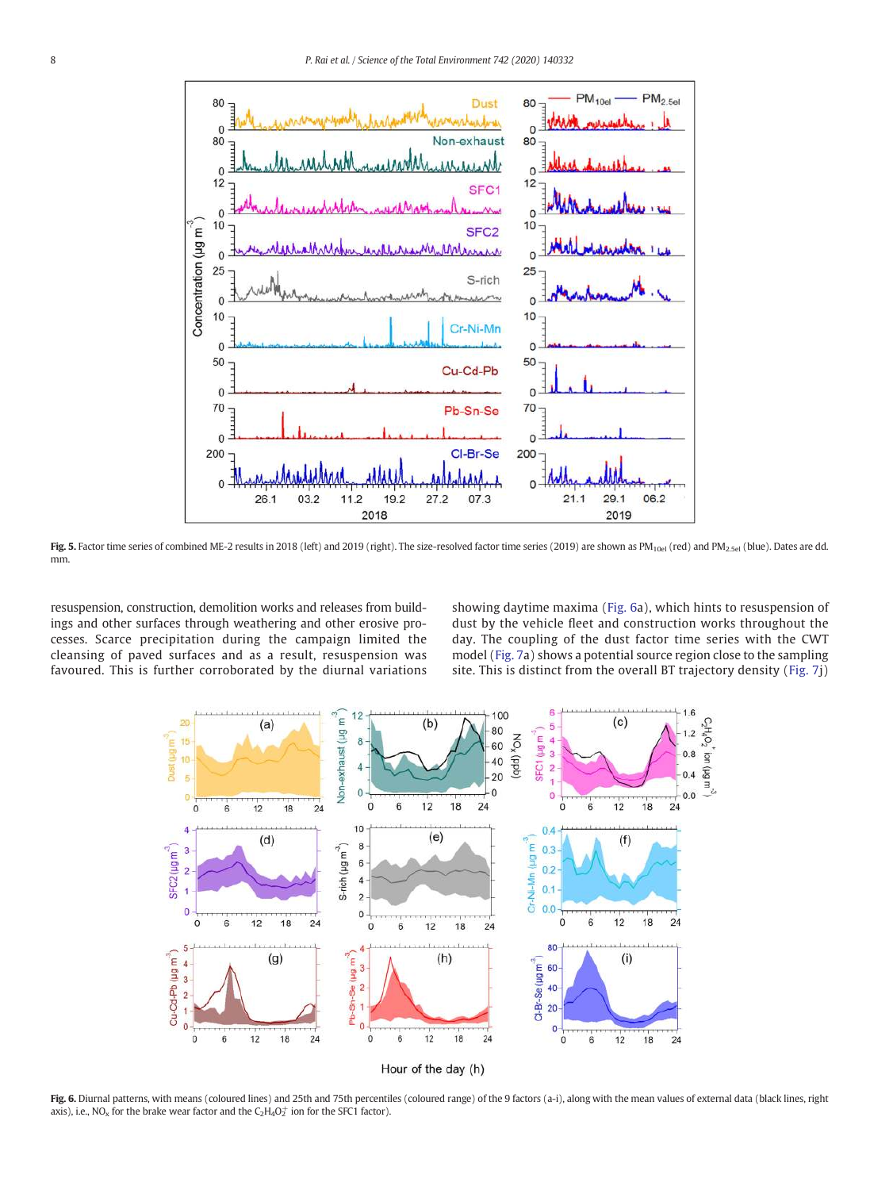Fig. 5. Factor time series of combined ME-2 results in 2018 (left) and 2019 (right). The size-resolved factor time series (2019) are shown as $PM_{10el}$ (red) and $PM_{2.5el}$ (blue). Dates are dd. mm.

resuspension, construction, demolition works and releases from buildings and other surfaces through weathering and other erosive processes. Scarce precipitation during the campaign limited the cleansing of paved surfaces and as a result, resuspension was favoured. This is further corroborated by the diurnal variations showing daytime maxima (Fig. 6a), which hints to resuspension of dust by the vehicle fleet and construction works throughout the day. The coupling of the dust factor time series with the CWT model (Fig. 7a) shows a potential source region close to the sampling site. This is distinct from the overall BT trajectory density (Fig. 7j)

Fig. 6. Diurnal patterns, with means (coloured lines) and 25th and 75th percentiles (coloured range) of the 9 factors (a-i), along with the mean values of external data (black lines, right axis), i.e., $NO_x$ for the brake wear factor and the $C_2H_4O_2^+$ ion for the SFC1 factor).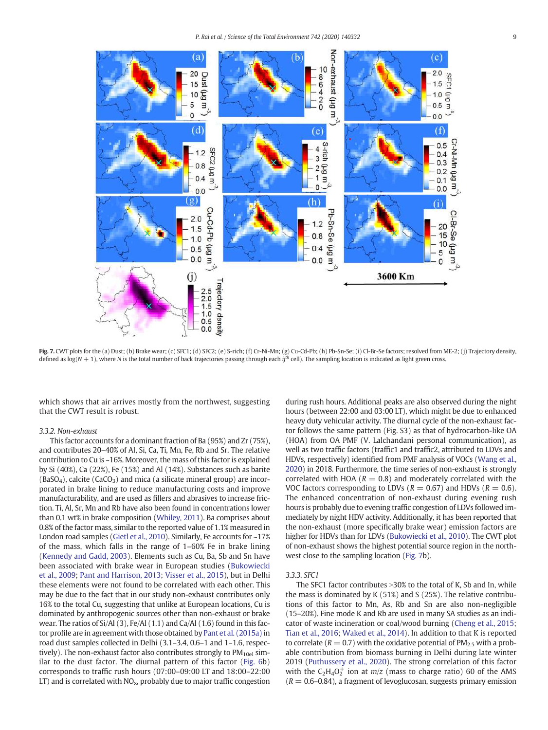**Fig. 7.** CWT plots for the (a) Dust; (b) Brake wear; (c) SFC1; (d) SFC2; (e) S-rich; (f) Cr-Ni-Mn; (g) Cu-Cd-Pb; (h) Pb-Sn-Se; (i) Cl-Br-Se factors; resolved from ME-2; (j) Trajectory density, defined as $\log(N + 1)$, where $N$ is the total number of back trajectories passing through each $ij^{th}$ cell). The sampling location is indicated as light green cross.

which shows that air arrives mostly from the northwest, suggesting that the CWT result is robust.

### 3.3.2. Non-exhaust

This factor accounts for a dominant fraction of Ba (95%) and Zr (75%), and contributes 20–40% of Al, Si, Ca, Ti, Mn, Fe, Rb and Sr. The relative contribution to Cu is ~16%. Moreover, the mass of this factor is explained by Si (40%), Ca (22%), Fe (15%) and Al (14%). Substances such as barite ($BaSO_4$), calcite ($CaCO_3$) and mica (a silicate mineral group) are incorporated in brake lining to reduce manufacturing costs and improve manufacturability, and are used as fillers and abrasives to increase friction. Ti, Al, Sr, Mn and Rb have also been found in concentrations lower than 0.1 wt% in brake composition (Whiley, 2011). Ba comprises about 0.8% of the factor mass, similar to the reported value of 1.1% measured in London road samples (Gietl et al., 2010). Similarly, Fe accounts for ~17% of the mass, which falls in the range of 1–60% Fe in brake lining (Kennedy and Gadd, 2003). Elements such as Cu, Ba, Sb and Sn have been associated with brake wear in European studies (Bukowiecki et al., 2009; Pant and Harrison, 2013; Visser et al., 2015), but in Delhi these elements were not found to be correlated with each other. This may be due to the fact that in our study non-exhaust contributes only 16% to the total Cu, suggesting that unlike at European locations, Cu is dominated by anthropogenic sources other than non-exhaust or brake wear. The ratios of Si/Al (3), Fe/Al (1.1) and Ca/Al (1.6) found in this factor profile are in agreement with those obtained by Pant et al. (2015a) in road dust samples collected in Delhi (3.1–3.4, 0.6–1 and 1–1.6, respectively). The non-exhaust factor also contributes strongly to $PM_{10el}$ similar to the dust factor. The diurnal pattern of this factor (Fig. 6b) corresponds to traffic rush hours (07:00–09:00 LT and 18:00–22:00 LT) and is correlated with $NO_x$, probably due to major traffic congestion during rush hours. Additional peaks are also observed during the night hours (between 22:00 and 03:00 LT), which might be due to enhanced heavy duty vehicular activity. The diurnal cycle of the non-exhaust factor follows the same pattern (Fig. S3) as that of hydrocarbon-like OA (HOA) from OA PMF (V. Lalchandani personal communication), as well as two traffic factors (traffic1 and traffic2, attributed to LDVs and HDVs, respectively) identified from PMF analysis of VOCs (Wang et al., 2020) in 2018. Furthermore, the time series of non-exhaust is strongly correlated with HOA ($R = 0.8$) and moderately correlated with the VOC factors corresponding to LDVs ($R = 0.67$) and HDVs ($R = 0.6$). The enhanced concentration of non-exhaust during evening rush hours is probably due to evening traffic congestion of LDVs followed immediately by night HDV activity. Additionally, it has been reported that the non-exhaust (more specifically brake wear) emission factors are higher for HDVs than for LDVs (Bukowiecki et al., 2010). The CWT plot of non-exhaust shows the highest potential source region in the northwest close to the sampling location (Fig. 7b).

### 3.3.3. SFC1

The SFC1 factor contributes >30% to the total of K, Sb and In, while the mass is dominated by K (51%) and S (25%). The relative contributions of this factor to Mn, As, Rb and Sn are also non-negligible (15–20%). Fine mode K and Rb are used in many SA studies as an indicator of waste incineration or coal/wood burning (Cheng et al., 2015; Tian et al., 2016; Waked et al., 2014). In addition to that K is reported to correlate ($R = 0.7$) with the oxidative potential of $PM_{2.5}$ with a probable contribution from biomass burning in Delhi during late winter 2019 (Puthussery et al., 2020). The strong correlation of this factor with the $C_2H_4O_2^+$ ion at $m/z$ (mass to charge ratio) 60 of the AMS ($R = 0.6$–$0.84$), a fragment of levoglucosan, suggests primary emission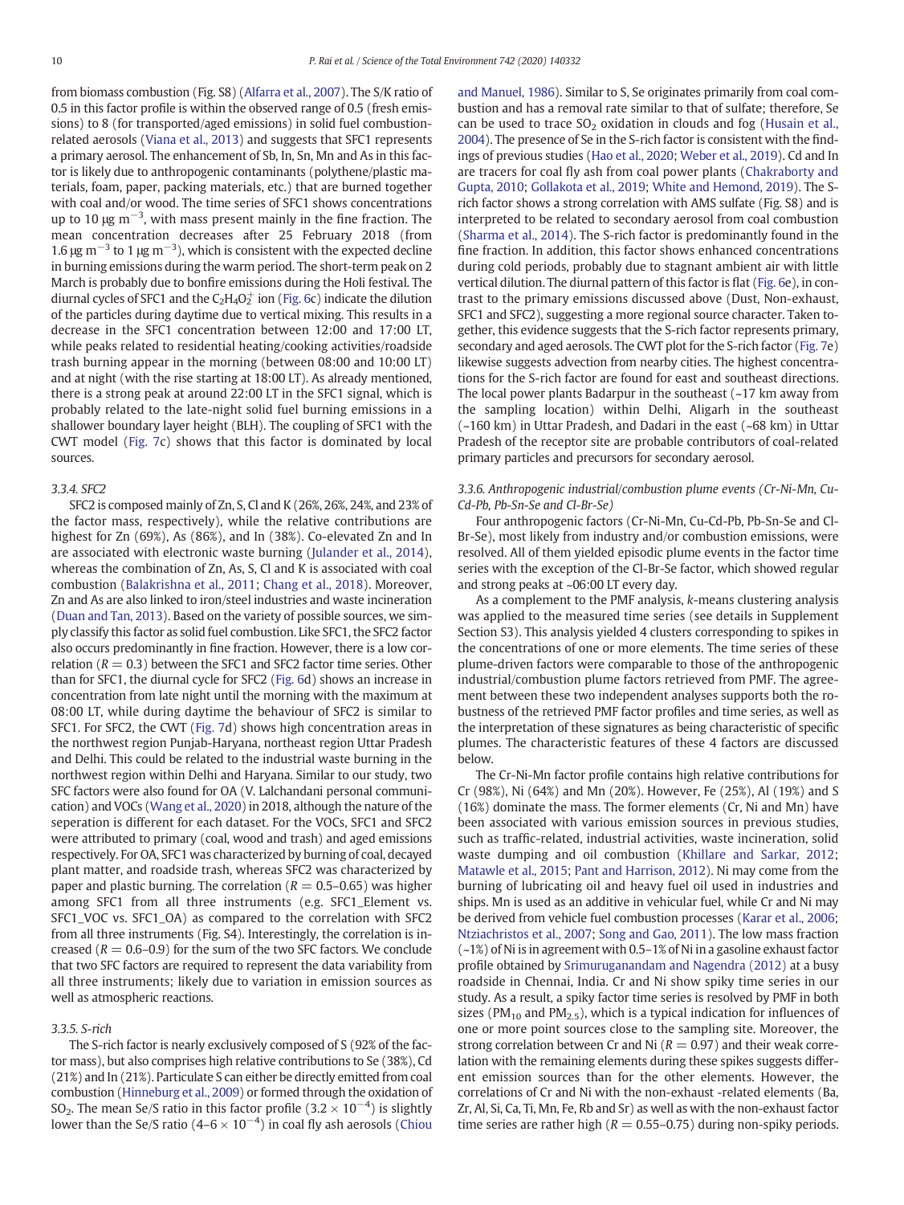from biomass combustion (Fig. S8) (Alfarra et al., 2007). The S/K ratio of 0.5 in this factor profile is within the observed range of 0.5 (fresh emissions) to 8 (for transported/aged emissions) in solid fuel combustion-related aerosols (Viana et al., 2013) and suggests that SFC1 represents a primary aerosol. The enhancement of Sb, In, Sn, Mn and As in this factor is likely due to anthropogenic contaminants (polythene/plastic materials, foam, paper, packing materials, etc.) that are burned together with coal and/or wood. The time series of SFC1 shows concentrations up to 10 μg $m^{-3}$, with mass present mainly in the fine fraction. The mean concentration decreases after 25 February 2018 (from 1.6 μg $m^{-3}$ to 1 μg $m^{-3}$), which is consistent with the expected decline in burning emissions during the warm period. The short-term peak on 2 March is probably due to bonfire emissions during the Holi festival. The diurnal cycles of SFC1 and the $C_2H_4O_2^+$ ion (Fig. 6c) indicate the dilution of the particles during daytime due to vertical mixing. This results in a decrease in the SFC1 concentration between 12:00 and 17:00 LT, while peaks related to residential heating/cooking activities/roadside trash burning appear in the morning (between 08:00 and 10:00 LT) and at night (with the rise starting at 18:00 LT). As already mentioned, there is a strong peak at around 22:00 LT in the SFC1 signal, which is probably related to the late-night solid fuel burning emissions in a shallower boundary layer height (BLH). The coupling of SFC1 with the CWT model (Fig. 7c) shows that this factor is dominated by local sources.

### 3.3.4. SFC2

SFC2 is composed mainly of Zn, S, Cl and K (26%, 26%, 24%, and 23% of the factor mass, respectively), while the relative contributions are highest for Zn (69%), As (86%), and In (38%). Co-elevated Zn and In are associated with electronic waste burning (Julander et al., 2014), whereas the combination of Zn, As, S, Cl and K is associated with coal combustion (Balakrishna et al., 2011; Chang et al., 2018). Moreover, Zn and As are also linked to iron/steel industries and waste incineration (Duan and Tan, 2013). Based on the variety of possible sources, we simply classify this factor as solid fuel combustion. Like SFC1, the SFC2 factor also occurs predominantly in fine fraction. However, there is a low correlation ($R = 0.3$) between the SFC1 and SFC2 factor time series. Other than for SFC1, the diurnal cycle for SFC2 (Fig. 6d) shows an increase in concentration from late night until the morning with the maximum at 08:00 LT, while during daytime the behaviour of SFC2 is similar to SFC1. For SFC2, the CWT (Fig. 7d) shows high concentration areas in the northwest region Punjab-Haryana, northeast region Uttar Pradesh and Delhi. This could be related to the industrial waste burning in the northwest region within Delhi and Haryana. Similar to our study, two SFC factors were also found for OA (V. Lalchandani personal communication) and VOCs (Wang et al., 2020) in 2018, although the nature of the seperation is different for each dataset. For the VOCs, SFC1 and SFC2 were attributed to primary (coal, wood and trash) and aged emissions respectively. For OA, SFC1 was characterized by burning of coal, decayed plant matter, and roadside trash, whereas SFC2 was characterized by paper and plastic burning. The correlation ($R = 0.5$–$0.65$) was higher among SFC1 from all three instruments (e.g. SFC1_Element vs. SFC1_VOC vs. SFC1_OA) as compared to the correlation with SFC2 from all three instruments (Fig. S4). Interestingly, the correlation is increased ($R = 0.6$–$0.9$) for the sum of the two SFC factors. We conclude that two SFC factors are required to represent the data variability from all three instruments; likely due to variation in emission sources as well as atmospheric reactions.

### 3.3.5. S-rich

The S-rich factor is nearly exclusively composed of S (92% of the factor mass), but also comprises high relative contributions to Se (38%), Cd (21%) and In (21%). Particulate S can either be directly emitted from coal combustion (Hinneburg et al., 2009) or formed through the oxidation of $SO_2$. The mean Se/S ratio in this factor profile ($3.2 \times 10^{-4}$) is slightly lower than the Se/S ratio ($4$–$6 \times 10^{-4}$) in coal fly ash aerosols (Chiou and Manuel, 1986). Similar to S, Se originates primarily from coal combustion and has a removal rate similar to that of sulfate; therefore, Se can be used to trace $SO_2$ oxidation in clouds and fog (Husain et al., 2004). The presence of Se in the S-rich factor is consistent with the findings of previous studies (Hao et al., 2020; Weber et al., 2019). Cd and In are tracers for coal fly ash from coal power plants (Chakraborty and Gupta, 2010; Gollakota et al., 2019; White and Hemond, 2019). The S-rich factor shows a strong correlation with AMS sulfate (Fig. S8) and is interpreted to be related to secondary aerosol from coal combustion (Sharma et al., 2014). The S-rich factor is predominantly found in the fine fraction. In addition, this factor shows enhanced concentrations during cold periods, probably due to stagnant ambient air with little vertical dilution. The diurnal pattern of this factor is flat (Fig. 6e), in contrast to the primary emissions discussed above (Dust, Non-exhaust, SFC1 and SFC2), suggesting a more regional source character. Taken together, this evidence suggests that the S-rich factor represents primary, secondary and aged aerosols. The CWT plot for the S-rich factor (Fig. 7e) likewise suggests advection from nearby cities. The highest concentrations for the S-rich factor are found for east and southeast directions. The local power plants Badarpur in the southeast (~17 km away from the sampling location) within Delhi, Aligarh in the southeast (~160 km) in Uttar Pradesh, and Dadari in the east (~68 km) in Uttar Pradesh of the receptor site are probable contributors of coal-related primary particles and precursors for secondary aerosol.

### 3.3.6. Anthropogenic industrial/combustion plume events (Cr-Ni-Mn, Cu-Cd-Pb, Pb-Sn-Se and Cl-Br-Se)

Four anthropogenic factors (Cr-Ni-Mn, Cu-Cd-Pb, Pb-Sn-Se and Cl-Br-Se), most likely from industry and/or combustion emissions, were resolved. All of them yielded episodic plume events in the factor time series with the exception of the Cl-Br-Se factor, which showed regular and strong peaks at ~06:00 LT every day.

As a complement to the PMF analysis, *k*-means clustering analysis was applied to the measured time series (see details in Supplement Section S3). This analysis yielded 4 clusters corresponding to spikes in the concentrations of one or more elements. The time series of these plume-driven factors were comparable to those of the anthropogenic industrial/combustion plume factors retrieved from PMF. The agreement between these two independent analyses supports both the robustness of the retrieved PMF factor profiles and time series, as well as the interpretation of these signatures as being characteristic of specific plumes. The characteristic features of these 4 factors are discussed below.

The Cr-Ni-Mn factor profile contains high relative contributions for Cr (98%), Ni (64%) and Mn (20%). However, Fe (25%), Al (19%) and S (16%) dominate the mass. The former elements (Cr, Ni and Mn) have been associated with various emission sources in previous studies, such as traffic-related, industrial activities, waste incineration, solid waste dumping and oil combustion (Khillare and Sarkar, 2012; Matawle et al., 2015; Pant and Harrison, 2012). Ni may come from the burning of lubricating oil and heavy fuel oil used in industries and ships. Mn is used as an additive in vehicular fuel, while Cr and Ni may be derived from vehicle fuel combustion processes (Karar et al., 2006; Ntziachristos et al., 2007; Song and Gao, 2011). The low mass fraction (~1%) of Ni is in agreement with 0.5–1% of Ni in a gasoline exhaust factor profile obtained by Srimuruganandam and Nagendra (2012) at a busy roadside in Chennai, India. Cr and Ni show spiky time series in our study. As a result, a spiky factor time series is resolved by PMF in both sizes ($PM_{10}$ and $PM_{2.5}$), which is a typical indication for influences of one or more point sources close to the sampling site. Moreover, the strong correlation between Cr and Ni ($R = 0.97$) and their weak correlation with the remaining elements during these spikes suggests different emission sources than for the other elements. However, the correlations of Cr and Ni with the non-exhaust -related elements (Ba, Zr, Al, Si, Ca, Ti, Mn, Fe, Rb and Sr) as well as with the non-exhaust factor time series are rather high ($R = 0.55$–$0.75$) during non-spiky periods.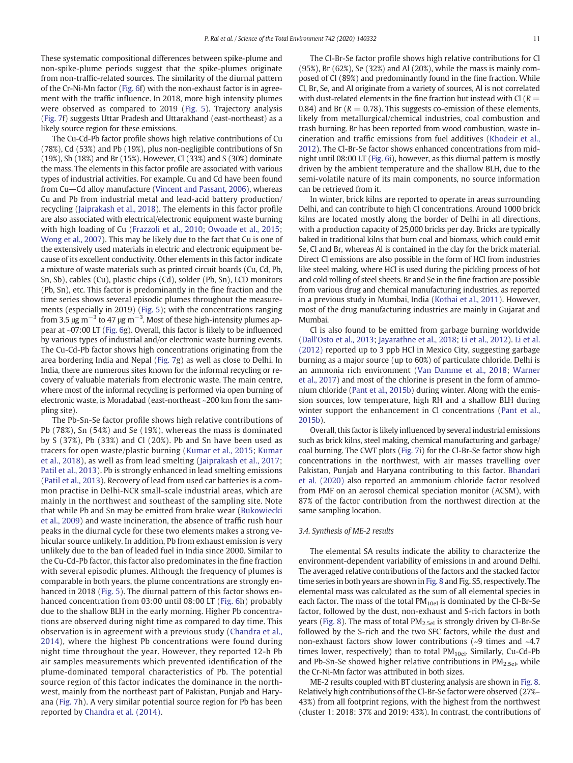These systematic compositional differences between spike-plume and non-spike-plume periods suggest that the spike-plumes originate from non-traffic-related sources. The similarity of the diurnal pattern of the Cr-Ni-Mn factor (Fig. 6f) with the non-exhaust factor is in agreement with the traffic influence. In 2018, more high intensity plumes were observed as compared to 2019 (Fig. 5). Trajectory analysis (Fig. 7f) suggests Uttar Pradesh and Uttarakhand (east-northeast) as a likely source region for these emissions.

The Cu-Cd-Pb factor profile shows high relative contributions of Cu (78%), Cd (53%) and Pb (19%), plus non-negligible contributions of Sn (19%), Sb (18%) and Br (15%). However, Cl (33%) and S (30%) dominate the mass. The elements in this factor profile are associated with various types of industrial activities. For example, Cu and Cd have been found from Cu—Cd alloy manufacture (Vincent and Passant, 2006), whereas Cu and Pb from industrial metal and lead-acid battery production/recycling (Jaiprakash et al., 2018). The elements in this factor profile are also associated with electrical/electronic equipment waste burning with high loading of Cu (Frazzoli et al., 2010; Owoade et al., 2015; Wong et al., 2007). This may be likely due to the fact that Cu is one of the extensively used materials in electric and electronic equipment because of its excellent conductivity. Other elements in this factor indicate a mixture of waste materials such as printed circuit boards (Cu, Cd, Pb, Sn, Sb), cables (Cu), plastic chips (Cd), solder (Pb, Sn), LCD monitors (Pb, Sn), etc. This factor is predominantly in the fine fraction and the time series shows several episodic plumes throughout the measurements (especially in 2019) (Fig. 5); with the concentrations ranging from 3.5 μg $m^{-3}$ to 47 μg $m^{-3}$. Most of these high-intensity plumes appear at ~07:00 LT (Fig. 6g). Overall, this factor is likely to be influenced by various types of industrial and/or electronic waste burning events. The Cu-Cd-Pb factor shows high concentrations originating from the area bordering India and Nepal (Fig. 7g) as well as close to Delhi. In India, there are numerous sites known for the informal recycling or recovery of valuable materials from electronic waste. The main centre, where most of the informal recycling is performed via open burning of electronic waste, is Moradabad (east-northeast ~200 km from the sampling site).

The Pb-Sn-Se factor profile shows high relative contributions of Pb (78%), Sn (54%) and Se (19%), whereas the mass is dominated by S (37%), Pb (33%) and Cl (20%). Pb and Sn have been used as tracers for open waste/plastic burning (Kumar et al., 2015; Kumar et al., 2018), as well as from lead smelting (Jaiprakash et al., 2017; Patil et al., 2013). Pb is strongly enhanced in lead smelting emissions (Patil et al., 2013). Recovery of lead from used car batteries is a common practise in Delhi-NCR small-scale industrial areas, which are mainly in the northwest and southeast of the sampling site. Note that while Pb and Sn may be emitted from brake wear (Bukowiecki et al., 2009) and waste incineration, the absence of traffic rush hour peaks in the diurnal cycle for these two elements makes a strong vehicular source unlikely. In addition, Pb from exhaust emission is very unlikely due to the ban of leaded fuel in India since 2000. Similar to the Cu-Cd-Pb factor, this factor also predominates in the fine fraction with several episodic plumes. Although the frequency of plumes is comparable in both years, the plume concentrations are strongly enhanced in 2018 (Fig. 5). The diurnal pattern of this factor shows enhanced concentration from 03:00 until 08:00 LT (Fig. 6h) probably due to the shallow BLH in the early morning. Higher Pb concentrations are observed during night time as compared to day time. This observation is in agreement with a previous study (Chandra et al., 2014), where the highest Pb concentrations were found during night time throughout the year. However, they reported 12-h Pb air samples measurements which prevented identification of the plume-dominated temporal characteristics of Pb. The potential source region of this factor indicates the dominance in the northwest, mainly from the northeast part of Pakistan, Punjab and Haryana (Fig. 7h). A very similar potential source region for Pb has been reported by Chandra et al. (2014).

The Cl-Br-Se factor profile shows high relative contributions for Cl (95%), Br (62%), Se (32%) and Al (20%), while the mass is mainly composed of Cl (89%) and predominantly found in the fine fraction. While Cl, Br, Se, and Al originate from a variety of sources, Al is not correlated with dust-related elements in the fine fraction but instead with Cl ($R = 0.84$) and Br ($R = 0.78$). This suggests co-emission of these elements, likely from metallurgical/chemical industries, coal combustion and trash burning. Br has been reported from wood combustion, waste incineration and traffic emissions from fuel additives (Khodeir et al., 2012). The Cl-Br-Se factor shows enhanced concentrations from midnight until 08:00 LT (Fig. 6i), however, as this diurnal pattern is mostly driven by the ambient temperature and the shallow BLH, due to the semi-volatile nature of its main components, no source information can be retrieved from it.

In winter, brick kilns are reported to operate in areas surrounding Delhi, and can contribute to high Cl concentrations. Around 1000 brick kilns are located mostly along the border of Delhi in all directions, with a production capacity of 25,000 bricks per day. Bricks are typically baked in traditional kilns that burn coal and biomass, which could emit Se, Cl and Br, whereas Al is contained in the clay for the brick material. Direct Cl emissions are also possible in the form of HCl from industries like steel making, where HCl is used during the pickling process of hot and cold rolling of steel sheets. Br and Se in the fine fraction are possible from various drug and chemical manufacturing industries, as reported in a previous study in Mumbai, India (Kothai et al., 2011). However, most of the drug manufacturing industries are mainly in Gujarat and Mumbai.

Cl is also found to be emitted from garbage burning worldwide (Dall'Osto et al., 2013; Jayarathne et al., 2018; Li et al., 2012). Li et al. (2012) reported up to 3 ppb HCl in Mexico City, suggesting garbage burning as a major source (up to 60%) of particulate chloride. Delhi is an ammonia rich environment (Van Damme et al., 2018; Warner et al., 2017) and most of the chlorine is present in the form of ammonium chloride (Pant et al., 2015b) during winter. Along with the emission sources, low temperature, high RH and a shallow BLH during winter support the enhancement in Cl concentrations (Pant et al., 2015b).

Overall, this factor is likely influenced by several industrial emissions such as brick kilns, steel making, chemical manufacturing and garbage/coal burning. The CWT plots (Fig. 7i) for the Cl-Br-Se factor show high concentrations in the northwest, with air masses travelling over Pakistan, Punjab and Haryana contributing to this factor. Bhandari et al. (2020) also reported an ammonium chloride factor resolved from PMF on an aerosol chemical speciation monitor (ACSM), with 87% of the factor contribution from the northwest direction at the same sampling location.

### 3.4. Synthesis of ME-2 results

The elemental SA results indicate the ability to characterize the environment-dependent variability of emissions in and around Delhi. The averaged relative contributions of the factors and the stacked factor time series in both years are shown in Fig. 8 and Fig. S5, respectively. The elemental mass was calculated as the sum of all elemental species in each factor. The mass of the total $PM_{10el}$ is dominated by the Cl-Br-Se factor, followed by the dust, non-exhaust and S-rich factors in both years (Fig. 8). The mass of total $PM_{2.5el}$ is strongly driven by Cl-Br-Se followed by the S-rich and the two SFC factors, while the dust and non-exhaust factors show lower contributions (~9 times and ~4.7 times lower, respectively) than to total $PM_{10el}$. Similarly, Cu-Cd-Pb and Pb-Sn-Se showed higher relative contributions in $PM_{2.5el}$, while the Cr-Ni-Mn factor was attributed in both sizes.

ME-2 results coupled with BT clustering analysis are shown in Fig. 8. Relatively high contributions of the Cl-Br-Se factor were observed (27%–43%) from all footprint regions, with the highest from the northwest (cluster 1: 2018: 37% and 2019: 43%). In contrast, the contributions of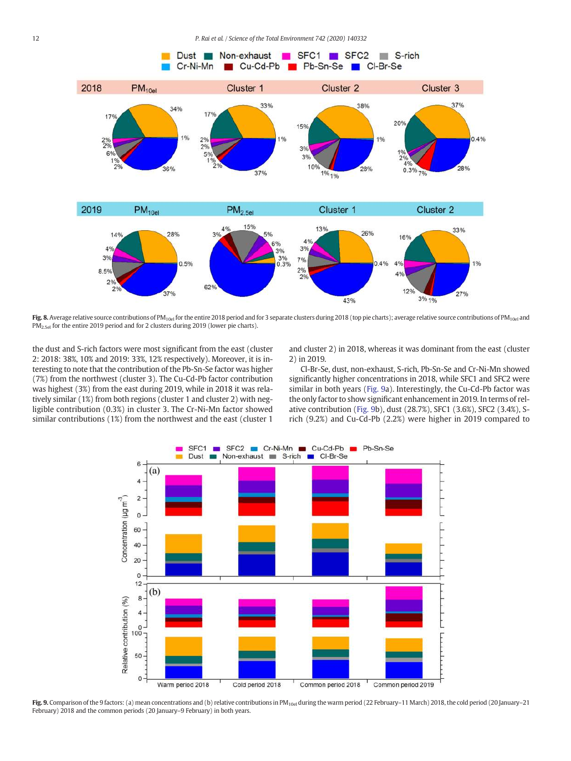Fig. 8. Average relative source contributions of $PM_{10el}$ for the entire 2018 period and for 3 separate clusters during 2018 (top pie charts); average relative source contributions of $PM_{10el}$ and $PM_{2.5el}$ for the entire 2019 period and for 2 clusters during 2019 (lower pie charts).

the dust and S-rich factors were most significant from the east (cluster 2: 2018: 38%, 10% and 2019: 33%, 12% respectively). Moreover, it is interesting to note that the contribution of the Pb-Sn-Se factor was higher (7%) from the northwest (cluster 3). The Cu-Cd-Pb factor contribution was highest (3%) from the east during 2019, while in 2018 it was relatively similar (1%) from both regions (cluster 1 and cluster 2) with negligible contribution (0.3%) in cluster 3. The Cr-Ni-Mn factor showed similar contributions (1%) from the northwest and the east (cluster 1 and cluster 2) in 2018, whereas it was dominant from the east (cluster 2) in 2019.

Cl-Br-Se, dust, non-exhaust, S-rich, Pb-Sn-Se and Cr-Ni-Mn showed significantly higher concentrations in 2018, while SFC1 and SFC2 were similar in both years (Fig. 9a). Interestingly, the Cu-Cd-Pb factor was the only factor to show significant enhancement in 2019. In terms of relative contribution (Fig. 9b), dust (28.7%), SFC1 (3.6%), SFC2 (3.4%), S-rich (9.2%) and Cu-Cd-Pb (2.2%) were higher in 2019 compared to

Fig. 9. Comparison of the 9 factors: (a) mean concentrations and (b) relative contributions in $PM_{10el}$ during the warm period (22 February–11 March) 2018, the cold period (20 January–21 February) 2018 and the common periods (20 January–9 February) in both years.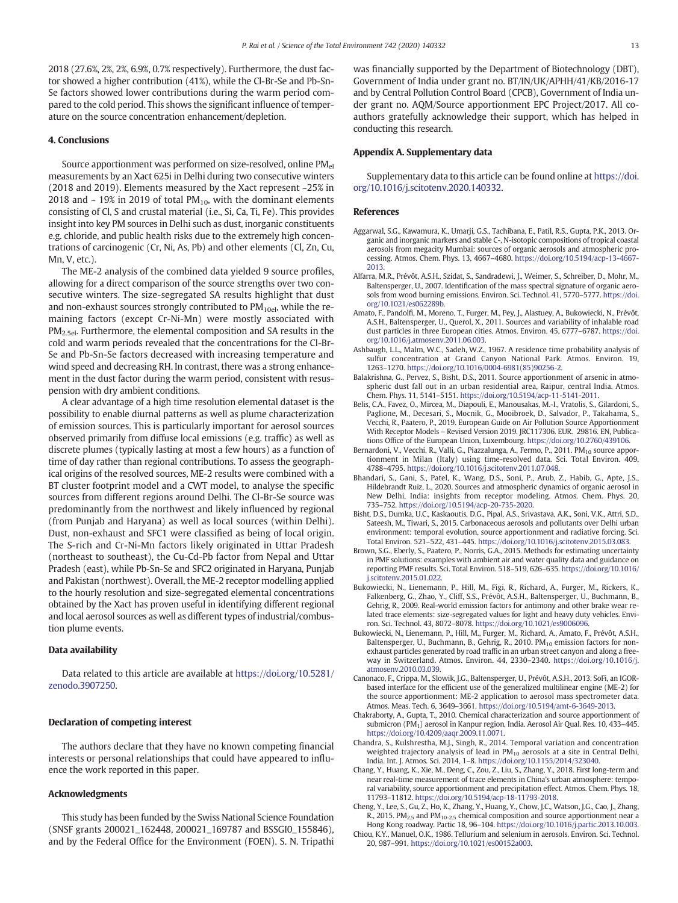2018 (27.6%, 2%, 2%, 6.9%, 0.7% respectively). Furthermore, the dust factor showed a higher contribution (41%), while the Cl-Br-Se and Pb-Sn-Se factors showed lower contributions during the warm period compared to the cold period. This shows the significant influence of temperature on the source concentration enhancement/depletion.

## 4. Conclusions

Source apportionment was performed on size-resolved, online $PM_{el}$ measurements by an Xact 625i in Delhi during two consecutive winters (2018 and 2019). Elements measured by the Xact represent ~25% in 2018 and ~ 19% in 2019 of total $PM_{10}$, with the dominant elements consisting of Cl, S and crustal material (i.e., Si, Ca, Ti, Fe). This provides insight into key PM sources in Delhi such as dust, inorganic constituents e.g. chloride, and public health risks due to the extremely high concentrations of carcinogenic (Cr, Ni, As, Pb) and other elements (Cl, Zn, Cu, Mn, V, etc.).

The ME-2 analysis of the combined data yielded 9 source profiles, allowing for a direct comparison of the source strengths over two consecutive winters. The size-segregated SA results highlight that dust and non-exhaust sources strongly contributed to $PM_{10el}$, while the remaining factors (except Cr-Ni-Mn) were mostly associated with $PM_{2.5el}$. Furthermore, the elemental composition and SA results in the cold and warm periods revealed that the concentrations for the Cl-Br-Se and Pb-Sn-Se factors decreased with increasing temperature and wind speed and decreasing RH. In contrast, there was a strong enhancement in the dust factor during the warm period, consistent with resuspension with dry ambient conditions.

A clear advantage of a high time resolution elemental dataset is the possibility to enable diurnal patterns as well as plume characterization of emission sources. This is particularly important for aerosol sources observed primarily from diffuse local emissions (e.g. traffic) as well as discrete plumes (typically lasting at most a few hours) as a function of time of day rather than regional contributions. To assess the geographical origins of the resolved sources, ME-2 results were combined with a BT cluster footprint model and a CWT model, to analyse the specific sources from different regions around Delhi. The Cl-Br-Se source was predominantly from the northwest and likely influenced by regional (from Punjab and Haryana) as well as local sources (within Delhi). Dust, non-exhaust and SFC1 were classified as being of local origin. The S-rich and Cr-Ni-Mn factors likely originated in Uttar Pradesh (northeast to southeast), the Cu-Cd-Pb factor from Nepal and Uttar Pradesh (east), while Pb-Sn-Se and SFC2 originated in Haryana, Punjab and Pakistan (northwest). Overall, the ME-2 receptor modelling applied to the hourly resolution and size-segregated elemental concentrations obtained by the Xact has proven useful in identifying different regional and local aerosol sources as well as different types of industrial/combustion plume events.

## Data availability

Data related to this article are available at https://doi.org/10.5281/zenodo.3907250.

## Declaration of competing interest

The authors declare that they have no known competing financial interests or personal relationships that could have appeared to influence the work reported in this paper.

## Acknowledgments

This study has been funded by the Swiss National Science Foundation (SNSF grants 200021_162448, 200021_169787 and BSSGI0_155846), and by the Federal Office for the Environment (FOEN). S. N. Tripathi was financially supported by the Department of Biotechnology (DBT), Government of India under grant no. BT/IN/UK/APHH/41/KB/2016-17 and by Central Pollution Control Board (CPCB), Government of India under grant no. AQM/Source apportionment EPC Project/2017. All co-authors gratefully acknowledge their support, which has helped in conducting this research.

## Appendix A. Supplementary data

Supplementary data to this article can be found online at https://doi.org/10.1016/j.scitotenv.2020.140332.

## References

Aggarwal, S.G., Kawamura, K., Umarji, G.S., Tachibana, E., Patil, R.S., Gupta, P.K., 2013. Organic and inorganic markers and stable C-, N-isotopic compositions of tropical coastal aerosols from megacity Mumbai: sources of organic aerosols and atmospheric processing. Atmos. Chem. Phys. 13, 4667–4680. https://doi.org/10.5194/acp-13-4667-2013.

Alfarra, M.R., Prévôt, A.S.H., Szidat, S., Sandradewi, J., Weimer, S., Schreiber, D., Mohr, M., Baltensperger, U., 2007. Identification of the mass spectral signature of organic aerosols from wood burning emissions. Environ. Sci. Technol. 41, 5770–5777. https://doi.org/10.1021/es062289b.

Amato, F., Pandolfi, M., Moreno, T., Furger, M., Pey, J., Alastuey, A., Bukowiecki, N., Prévôt, A.S.H., Baltensperger, U., Querol, X., 2011. Sources and variability of inhalable road dust particles in three European cities. Atmos. Environ. 45, 6777–6787. https://doi.org/10.1016/j.atmosenv.2011.06.003.

Ashbaugh, L.L., Malm, W.C., Sadeh, W.Z., 1967. A residence time probability analysis of sulfur concentration at Grand Canyon National Park. Atmos. Environ. 19, 1263–1270. https://doi.org/10.1016/0004-6981(85)90256-2.

Balakrishna, G., Pervez, S., Bisht, D.S., 2011. Source apportionment of arsenic in atmospheric dust fall out in an urban residential area, Raipur, central India. Atmos. Chem. Phys. 11, 5141–5151. https://doi.org/10.5194/acp-11-5141-2011.

Belis, C.A., Favez, O., Mircea, M., Diapouli, E., Manousakas, M.-I., Vratolis, S., Gilardoni, S., Paglione, M., Decesari, S., Mocnik, G., Mooibroek, D., Salvador, P., Takahama, S., Vecchi, R., Paatero, P., 2019. European Guide on Air Pollution Source Apportionment With Receptor Models – Revised Version 2019. JRC117306. EUR. 29816. EN, Publications Office of the European Union, Luxembourg. https://doi.org/10.2760/439106.

Bernardoni, V., Vecchi, R., Valli, G., Piazzalunga, A., Fermo, P., 2011. $PM_{10}$ source apportionment in Milan (Italy) using time-resolved data. Sci. Total Environ. 409, 4788–4795. https://doi.org/10.1016/j.scitotenv.2011.07.048.

Bhandari, S., Gani, S., Patel, K., Wang, D.S., Soni, P., Arub, Z., Habib, G., Apte, J.S., Hildebrandt Ruiz, L., 2020. Sources and atmospheric dynamics of organic aerosol in New Delhi, India: insights from receptor modeling. Atmos. Chem. Phys. 20, 735–752. https://doi.org/10.5194/acp-20-735-2020.

Bisht, D.S., Dumka, U.C., Kaskaoutis, D.G., Pipal, A.S., Srivastava, A.K., Soni, V.K., Attri, S.D., Sateesh, M., Tiwari, S., 2015. Carbonaceous aerosols and pollutants over Delhi urban environment: temporal evolution, source apportionment and radiative forcing. Sci. Total Environ. 521–522, 431–445. https://doi.org/10.1016/j.scitotenv.2015.03.083.

Brown, S.G., Eberly, S., Paatero, P., Norris, G.A., 2015. Methods for estimating uncertainty in PMF solutions: examples with ambient air and water quality data and guidance on reporting PMF results. Sci. Total Environ. 518–519, 626–635. https://doi.org/10.1016/j.scitotenv.2015.01.022.

Bukowiecki, N., Lienemann, P., Hill, M., Figi, R., Richard, A., Furger, M., Rickers, K., Falkenberg, G., Zhao, Y., Cliff, S.S., Prévôt, A.S.H., Baltensperger, U., Buchmann, B., Gehrig, R., 2009. Real-world emission factors for antimony and other brake wear related trace elements: size-segregated values for light and heavy duty vehicles. Environ. Sci. Technol. 43, 8072–8078. https://doi.org/10.1021/es9006096.

Bukowiecki, N., Lienemann, P., Hill, M., Furger, M., Richard, A., Amato, F., Prévôt, A.S.H., Baltensperger, U., Buchmann, B., Gehrig, R., 2010. $PM_{10}$ emission factors for non-exhaust particles generated by road traffic in an urban street canyon and along a freeway in Switzerland. Atmos. Environ. 44, 2330–2340. https://doi.org/10.1016/j.atmosenv.2010.03.039.

Canonaco, F., Crippa, M., Slowik, J.G., Baltensperger, U., Prévôt, A.S.H., 2013. SoFi, an IGOR-based interface for the efficient use of the generalized multilinear engine (ME-2) for the source apportionment: ME-2 application to aerosol mass spectrometer data. Atmos. Meas. Tech. 6, 3649–3661. https://doi.org/10.5194/amt-6-3649-2013.

Chakraborty, A., Gupta, T., 2010. Chemical characterization and source apportionment of submicron ($PM_1$) aerosol in Kanpur region, India. Aerosol Air Qual. Res. 10, 433–445. https://doi.org/10.4209/aaqr.2009.11.0071.

Chandra, S., Kulshrestha, M.J., Singh, R., 2014. Temporal variation and concentration weighted trajectory analysis of lead in $PM_{10}$ aerosols at a site in Central Delhi, India. Int. J. Atmos. Sci. 2014, 1–8. https://doi.org/10.1155/2014/323040.

Chang, Y., Huang, K., Xie, M., Deng, C., Zou, Z., Liu, S., Zhang, Y., 2018. First long-term and near real-time measurement of trace elements in China's urban atmosphere: temporal variability, source apportionment and precipitation effect. Atmos. Chem. Phys. 18, 11793–11812. https://doi.org/10.5194/acp-18-11793-2018.

Cheng, Y., Lee, S., Gu, Z., Ho, K., Zhang, Y., Huang, Y., Chow, J.C., Watson, J.G., Cao, J., Zhang, R., 2015. $PM_{2.5}$ and $PM_{10-2.5}$ chemical composition and source apportionment near a Hong Kong roadway. Partic 18, 96–104. https://doi.org/10.1016/j.partic.2013.10.003.

Chiou, K.Y., Manuel, O.K., 1986. Tellurium and selenium in aerosols. Environ. Sci. Technol. 20, 987–991. https://doi.org/10.1021/es00152a003.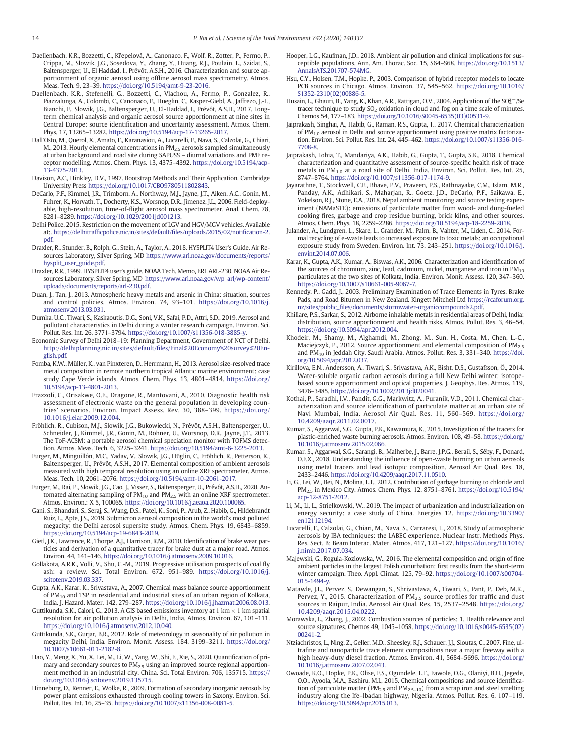Daellenbach, K.R., Bozzetti, C., Křepelová, A., Canonaco, F., Wolf, R., Zotter, P., Fermo, P., Crippa, M., Slowik, J.G., Sosedova, Y., Zhang, Y., Huang, R.J., Poulain, L., Szidat, S., Baltensperger, U., El Haddad, I., Prévôt, A.S.H., 2016. Characterization and source apportionment of organic aerosol using offline aerosol mass spectrometry. Atmos. Meas. Tech. 9, 23–39. https://doi.org/10.5194/amt-9-23-2016.

Daellenbach, K.R., Stefenelli, G., Bozzetti, C., Vlachou, A., Fermo, P., Gonzalez, R., Piazzalunga, A., Colombi, C., Canonaco, F., Hueglin, C., Kasper-Giebl, A., Jaffrezo, J.-L., Bianchi, F., Slowik, J.G., Baltensperger, U., El-Haddad, I., Prévôt, A.S.H., 2017. Long-term chemical analysis and organic aerosol source apportionment at nine sites in Central Europe: source identification and uncertainty assessment. Atmos. Chem. Phys. 17, 13265–13282. https://doi.org/10.5194/acp-17-13265-2017.

Dall'Osto, M., Querol, X., Amato, F., Karanasiou, A., Lucarelli, F., Nava, S., Calzolai, G., Chiari, M., 2013. Hourly elemental concentrations in $PM_{2.5}$ aerosols sampled simultaneously at urban background and road site during SAPUSS – diurnal variations and PMF receptor modelling. Atmos. Chem. Phys. 13, 4375–4392. https://doi.org/10.5194/acp-13-4375-2013.

Davison, A.C., Hinkley, D.V., 1997. Bootstrap Methods and Their Application. Cambridge University Press https://doi.org/10.1017/CBO9780511802843.

DeCarlo, P.F., Kimmel, J.R., Trimborn, A., Northway, M.J., Jayne, J.T., Aiken, A.C., Gonin, M., Fuhrer, K., Horvath, T., Docherty, K.S., Worsnop, D.R., Jimenez, J.L., 2006. Field-deployable, high-resolution, time-of-flight aerosol mass spectrometer. Anal. Chem. 78, 8281–8289. https://doi.org/10.1029/2001jd001213.

Delhi Police, 2015. Restriction on the movement of LGV and HGV/MGV vehicles. Available at:. https://delhitrafficpolice.nic.in/sites/default/files/uploads/2015/02/notification-2.pdf.

Draxler, R., Stunder, B., Rolph, G., Stein, A., Taylor, A., 2018. HYSPLIT4 User's Guide. Air Resources Laboratory, Silver Spring, MD https://www.arl.noaa.gov/documents/reports/hysplit_user_guide.pdf.

Draxler, R.R., 1999. HYSPLIT4 user's guide. NOAA Tech. Memo, ERL ARL-230. NOAA Air Resources Laboratory, Silver Spring, MD https://www.arl.noaa.gov/wp_arl/wp-content/uploads/documents/reports/arl-230.pdf.

Duan, J., Tan, J., 2013. Atmospheric heavy metals and arsenic in China: situation, sources and control policies. Atmos. Environ. 74, 93–101. https://doi.org/10.1016/j.atmosenv.2013.03.031.

Dumka, U.C., Tiwari, S., Kaskaoutis, D.G., Soni, V.K., Safai, P.D., Attri, S.D., 2019. Aerosol and pollutant characteristics in Delhi during a winter research campaign. Environ. Sci. Pollut. Res. Int. 26, 3771–3794. https://doi.org/10.1007/s11356-018-3885-y.

Economic Survey of Delhi 2018–19: Planning Department, Government of NCT of Delhi. http://delhiplanning.nic.in/sites/default/files/Final%20Economy%20survey%20English.pdf.

Fomba, K.W., Müller, K., van Pinxteren, D., Herrmann, H., 2013. Aerosol size-resolved trace metal composition in remote northern tropical Atlantic marine environment: case study Cape Verde islands. Atmos. Chem. Phys. 13, 4801–4814. https://doi.org/10.5194/acp-13-4801-2013.

Frazzoli, C., Orisakwe, O.E., Dragone, R., Mantovani, A., 2010. Diagnostic health risk assessment of electronic waste on the general population in developing countries' scenarios. Environ. Impact Assess. Rev. 30, 388–399. https://doi.org/10.1016/j.eiar.2009.12.004.

Fröhlich, R., Cubison, M.J., Slowik, J.G., Bukowiecki, N., Prévôt, A.S.H., Baltensperger, U., Schneider, J., Kimmel, J.R., Gonin, M., Rohner, U., Worsnop, D.R., Jayne, J.T., 2013. The ToF-ACSM: a portable aerosol chemical speciation monitor with TOFMS detection. Atmos. Meas. Tech. 6, 3225–3241. https://doi.org/10.5194/amt-6-3225-2013.

Furger, M., Minguillón, M.C., Yadav, V., Slowik, J.G., Hüglin, C., Fröhlich, R., Petterson, K., Baltensperger, U., Prévôt, A.S.H., 2017. Elemental composition of ambient aerosols measured with high temporal resolution using an online XRF spectrometer. Atmos. Meas. Tech. 10, 2061–2076. https://doi.org/10.5194/amt-10-2061-2017.

Furger, M., Rai, P., Slowik, J.G., Cao, J., Visser, S., Baltensperger, U., Prévôt, A.S.H., 2020. Automated alternating sampling of $PM_{10}$ and $PM_{2.5}$ with an online XRF spectrometer. Atmos. Environ.: X 5, 100065. https://doi.org/10.1016/j.aeaoa.2020.100065.

Gani, S., Bhandari, S., Seraj, S., Wang, D.S., Patel, K., Soni, P., Arub, Z., Habib, G., Hildebrandt Ruiz, L., Apte, J.S., 2019. Submicron aerosol composition in the world's most polluted megacity: the Delhi aerosol supersite study. Atmos. Chem. Phys. 19, 6843–6859. https://doi.org/10.5194/acp-19-6843-2019.

Gietl, J.K., Lawrence, R., Thorpe, A.J., Harrison, R.M., 2010. Identification of brake wear particles and derivation of a quantitative tracer for brake dust at a major road. Atmos. Environ. 44, 141–146. https://doi.org/10.1016/j.atmosenv.2009.10.016.

Gollakota, A.R.K., Volli, V., Shu, C.-M., 2019. Progressive utilisation prospects of coal fly ash: a review. Sci. Total Environ. 672, 951–989. https://doi.org/10.1016/j.scitotenv.2019.03.337.

Gupta, A.K., Karar, K., Srivastava, A., 2007. Chemical mass balance source apportionment of $PM_{10}$ and TSP in residential and industrial sites of an urban region of Kolkata, India. J. Hazard. Mater. 142, 279–287. https://doi.org/10.1016/j.jhazmat.2006.08.013.

Guttikunda, S.K., Calori, G., 2013. A GIS based emissions inventory at 1 km × 1 km spatial resolution for air pollution analysis in Delhi, India. Atmos. Environ. 67, 101–111. https://doi.org/10.1016/j.atmosenv.2012.10.040.

Guttikunda, S.K., Gurjar, B.R., 2012. Role of meteorology in seasonality of air pollution in megacity Delhi, India. Environ. Monit. Assess. 184, 3199–3211. https://doi.org/10.1007/s10661-011-2182-8.

Hao, Y., Meng, X., Yu, X., Lei, M., Li, W., Yang, W., Shi, F., Xie, S., 2020. Quantification of primary and secondary sources to $PM_{2.5}$ using an improved source regional apportionment method in an industrial city, China. Sci. Total Environ. 706, 135715. https://doi.org/10.1016/j.scitotenv.2019.135715.

Hinneburg, D., Renner, E., Wolke, R., 2009. Formation of secondary inorganic aerosols by power plant emissions exhausted through cooling towers in Saxony. Environ. Sci. Pollut. Res. Int. 16, 25–35. https://doi.org/10.1007/s11356-008-0081-5.

Hooper, L.G., Kaufman, J.D., 2018. Ambient air pollution and clinical implications for susceptible populations. Ann. Am. Thorac. Soc. 15, S64–S68. https://doi.org/10.1513/AnnalsATS.201707-574MG.

Hsu, C.Y., Holsen, T.M., Hopke, P., 2003. Comparison of hybrid receptor models to locate PCB sources in Chicago. Atmos. Environ. 37, 545–562. https://doi.org/10.1016/S1352-2310(02)00886-5.

Husain, L., Ghauri, B., Yang, K., Khan, A.R., Rattigan, O.V., 2004. Application of the $SO_4^{2-}$/Se tracer technique to study $SO_2$ oxidation in cloud and fog on a time scale of minutes. Chemos 54, 177–183. https://doi.org/10.1016/S0045-6535(03)00531-9.

Jaiprakash, Singhai, A., Habib, G., Raman, R.S., Gupta, T., 2017. Chemical characterization of $PM_{1.0}$ aerosol in Delhi and source apportionment using positive matrix factorization. Environ. Sci. Pollut. Res. Int. 24, 445–462. https://doi.org/10.1007/s11356-016-7708-8.

Jaiprakash, Lohia, T., Mandariya, A.K., Habib, G., Gupta, T., Gupta, S.K., 2018. Chemical characterization and quantitative assessment of source-specific health risk of trace metals in $PM_{1.0}$ at a road site of Delhi, India. Environ. Sci. Pollut. Res. Int. 25, 8747–8764. https://doi.org/10.1007/s11356-017-1174-9.

Jayarathne, T., Stockwell, C.E., Bhave, P.V., Praveen, P.S., Rathnayake, C.M., Islam, M.R., Panday, A.K., Adhikari, S., Maharjan, R., Goetz, J.D., DeCarlo, P.F., Saikawa, E., Yokelson, R.J., Stone, E.A., 2018. Nepal ambient monitoring and source testing experiment (NAMaSTE): emissions of particulate matter from wood- and dung-fueled cooking fires, garbage and crop residue burning, brick kilns, and other sources. Atmos. Chem. Phys. 18, 2259–2286. https://doi.org/10.5194/acp-18-2259-2018.

Julander, A., Lundgren, L., Skare, L., Grander, M., Palm, B., Vahter, M., Liden, C., 2014. Formal recycling of e-waste leads to increased exposure to toxic metals: an occupational exposure study from Sweden. Environ. Int. 73, 243–251. https://doi.org/10.1016/j.envint.2014.07.006.

Karar, K., Gupta, A.K., Kumar, A., Biswas, A.K., 2006. Characterization and identification of the sources of chromium, zinc, lead, cadmium, nickel, manganese and iron in $PM_{10}$ particulates at the two sites of Kolkata, India. Environ. Monit. Assess. 120, 347–360. https://doi.org/10.1007/s10661-005-9067-7.

Kennedy, P., Gadd, J., 2003. Preliminary Examination of Trace Elements in Tyres, Brake Pads, and Road Bitumen in New Zealand. Kingett Mitchell Ltd https://rcaforum.org.nz/sites/public_files/documents/stormwater-organiccompounds2.pdf.

Khillare, P.S., Sarkar, S., 2012. Airborne inhalable metals in residential areas of Delhi, India: distribution, source apportionment and health risks. Atmos. Pollut. Res. 3, 46–54. https://doi.org/10.5094/apr.2012.004.

Khodeir, M., Shamy, M., Alghamdi, M., Zhong, M., Sun, H., Costa, M., Chen, L.-C., Maciejczyk, P., 2012. Source apportionment and elemental composition of $PM_{2.5}$ and $PM_{10}$ in Jeddah City, Saudi Arabia. Atmos. Pollut. Res. 3, 331–340. https://doi.org/10.5094/apr.2012.037.

Kirillova, E.N., Andersson, A., Tiwari, S., Srivastava, A.K., Bisht, D.S., Gustafsson, Ö., 2014. Water-soluble organic carbon aerosols during a full New Delhi winter: isotope-based source apportionment and optical properties. J. Geophys. Res. Atmos. 119, 3476–3485. https://doi.org/10.1002/2013jd020041.

Kothai, P., Saradhi, I.V., Pandit, G.G., Markwitz, A., Puranik, V.D., 2011. Chemical characterization and source identification of particulate matter at an urban site of Navi Mumbai, India. Aerosol Air Qual. Res. 11, 560–569. https://doi.org/10.4209/aaqr.2011.02.0017.

Kumar, S., Aggarwal, S.G., Gupta, P.K., Kawamura, K., 2015. Investigation of the tracers for plastic-enriched waste burning aerosols. Atmos. Environ. 108, 49–58. https://doi.org/10.1016/j.atmosenv.2015.02.066.

Kumar, S., Aggarwal, S.G., Sarangi, B., Malherbe, J., Barre, J.P.G., Berail, S., Séby, F., Donard, O.F.X., 2018. Understanding the influence of open-waste burning on urban aerosols using metal tracers and lead isotopic composition. Aerosol Air Qual. Res. 18, 2433–2446. https://doi.org/10.4209/aaqr.2017.11.0510.

Li, G., Lei, W., Bei, N., Molina, L.T., 2012. Contribution of garbage burning to chloride and $PM_{2.5}$ in Mexico City. Atmos. Chem. Phys. 12, 8751–8761. https://doi.org/10.5194/acp-12-8751-2012.

Li, M., Li, L., Strielkowski, W., 2019. The impact of urbanization and industrialization on energy security: a case study of China. Energies 12. https://doi.org/10.3390/en12112194.

Lucarelli, F., Calzolai, G., Chiari, M., Nava, S., Carraresi, L., 2018. Study of atmospheric aerosols by IBA techniques: the LABEC experience. Nuclear Instr. Methods Phys. Res. Sect. B: Beam Interac. Mater. Atmos. 417, 121–127. https://doi.org/10.1016/j.nimb.2017.07.034.

Majewski, G., Rogula-Kozlowska, W., 2016. The elemental composition and origin of fine ambient particles in the largest Polish conurbation: first results from the short-term winter campaign. Theo. Appl. Climat. 125, 79–92. https://doi.org/10.1007/s00704-015-1494-y.

Matawle, J.L., Pervez, S., Dewangan, S., Shrivastava, A., Tiwari, S., Pant, P., Deb, M.K., Pervez, Y., 2015. Characterization of $PM_{2.5}$ source profiles for traffic and dust sources in Raipur, India. Aerosol Air Qual. Res. 15, 2537–2548. https://doi.org/10.4209/aaqr.2015.04.0222.

Morawska, L., Zhang, J., 2002. Combustion sources of particles: 1. Health relevance and source signatures. Chemos 49, 1045–1058. https://doi.org/10.1016/s0045-6535(02)00241-2.

Ntziachristos, L., Ning, Z., Geller, M.D., Sheesley, R.J., Schauer, J.J., Sioutas, C., 2007. Fine, ultrafine and nanoparticle trace element compositions near a major freeway with a high heavy-duty diesel fraction. Atmos. Environ. 41, 5684–5696. https://doi.org/10.1016/j.atmosenv.2007.02.043.

Owoade, K.O., Hopke, P.K., Olise, F.S., Ogundele, L.T., Fawole, O.G., Olaniyi, B.H., Jegede, O.O., Ayoola, M.A., Bashiru, M.I., 2015. Chemical compositions and source identification of particulate matter ($PM_{2.5}$ and $PM_{2.5-10}$) from a scrap iron and steel smelting industry along the Ife–Ibadan highway, Nigeria. Atmos. Pollut. Res. 6, 107–119. https://doi.org/10.5094/apr.2015.013.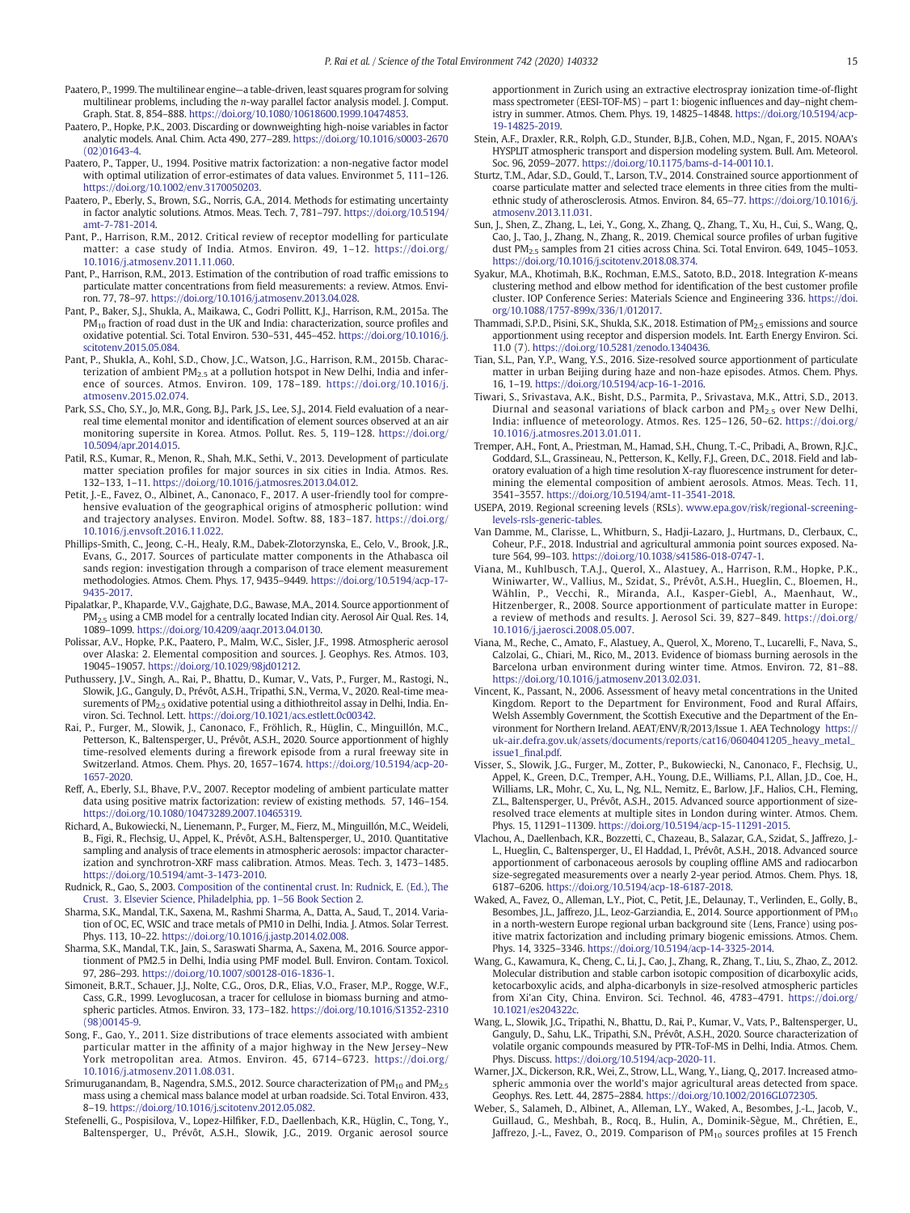Paatero, P., 1999. The multilinear engine—a table-driven, least squares program for solving multilinear problems, including the *n*-way parallel factor analysis model. J. Comput. Graph. Stat. 8, 854–888. https://doi.org/10.1080/10618600.1999.10474853.

Paatero, P., Hopke, P.K., 2003. Discarding or downweighting high-noise variables in factor analytic models. Anal. Chim. Acta 490, 277–289. https://doi.org/10.1016/s0003-2670(02)01643-4.

Paatero, P., Tapper, U., 1994. Positive matrix factorization: a non-negative factor model with optimal utilization of error-estimates of data values. Environmet 5, 111–126. https://doi.org/10.1002/env.3170050203.

Paatero, P., Eberly, S., Brown, S.G., Norris, G.A., 2014. Methods for estimating uncertainty in factor analytic solutions. Atmos. Meas. Tech. 7, 781–797. https://doi.org/10.5194/amt-7-781-2014.

Pant, P., Harrison, R.M., 2012. Critical review of receptor modelling for particulate matter: a case study of India. Atmos. Environ. 49, 1–12. https://doi.org/10.1016/j.atmosenv.2011.11.060.

Pant, P., Harrison, R.M., 2013. Estimation of the contribution of road traffic emissions to particulate matter concentrations from field measurements: a review. Atmos. Environ. 77, 78–97. https://doi.org/10.1016/j.atmosenv.2013.04.028.

Pant, P., Baker, S.J., Shukla, A., Maikawa, C., Godri Pollitt, K.J., Harrison, R.M., 2015a. The $PM_{10}$ fraction of road dust in the UK and India: characterization, source profiles and oxidative potential. Sci. Total Environ. 530–531, 445–452. https://doi.org/10.1016/j.scitotenv.2015.05.084.

Pant, P., Shukla, A., Kohl, S.D., Chow, J.C., Watson, J.G., Harrison, R.M., 2015b. Characterization of ambient $PM_{2.5}$ at a pollution hotspot in New Delhi, India and inference of sources. Atmos. Environ. 109, 178–189. https://doi.org/10.1016/j.atmosenv.2015.02.074.

Park, S.S., Cho, S.Y., Jo, M.R., Gong, B.J., Park, J.S., Lee, S.J., 2014. Field evaluation of a near-real time elemental monitor and identification of element sources observed at an air monitoring supersite in Korea. Atmos. Pollut. Res. 5, 119–128. https://doi.org/10.5094/apr.2014.015.

Patil, R.S., Kumar, R., Menon, R., Shah, M.K., Sethi, V., 2013. Development of particulate matter speciation profiles for major sources in six cities in India. Atmos. Res. 132–133, 1–11. https://doi.org/10.1016/j.atmosres.2013.04.012.

Petit, J.-E., Favez, O., Albinet, A., Canonaco, F., 2017. A user-friendly tool for comprehensive evaluation of the geographical origins of atmospheric pollution: wind and trajectory analyses. Environ. Model. Softw. 88, 183–187. https://doi.org/10.1016/j.envsoft.2016.11.022.

Phillips-Smith, C., Jeong, C.-H., Healy, R.M., Dabek-Zlotorzynska, E., Celo, V., Brook, J.R., Evans, G., 2017. Sources of particulate matter components in the Athabasca oil sands region: investigation through a comparison of trace element measurement methodologies. Atmos. Chem. Phys. 17, 9435–9449. https://doi.org/10.5194/acp-17-9435-2017.

Pipalatkar, P., Khaparde, V.V., Gajghate, D.G., Bawase, M.A., 2014. Source apportionment of $PM_{2.5}$ using a CMB model for a centrally located Indian city. Aerosol Air Qual. Res. 14, 1089–1099. https://doi.org/10.4209/aaqr.2013.04.0130.

Polissar, A.V., Hopke, P.K., Paatero, P., Malm, W.C., Sisler, J.F., 1998. Atmospheric aerosol over Alaska: 2. Elemental composition and sources. J. Geophys. Res. Atmos. 103, 19045–19057. https://doi.org/10.1029/98jd01212.

Puthussery, J.V., Singh, A., Rai, P., Bhattu, D., Kumar, V., Vats, P., Furger, M., Rastogi, N., Slowik, J.G., Ganguly, D., Prévôt, A.S.H., Tripathi, S.N., Verma, V., 2020. Real-time measurements of $PM_{2.5}$ oxidative potential using a dithiothreitol assay in Delhi, India. Environ. Sci. Technol. Lett. https://doi.org/10.1021/acs.estlett.0c00342.

Rai, P., Furger, M., Slowik, J.G., Canonaco, F., Fröhlich, R., Hüglin, C., Minguillón, M.C., Petterson, K., Baltensperger, U., Prévôt, A.S.H., 2020. Source apportionment of highly time-resolved elements during a firework episode from a rural freeway site in Switzerland. Atmos. Chem. Phys. 20, 1657–1674. https://doi.org/10.5194/acp-20-1657-2020.

Reff, A., Eberly, S.I., Bhave, P.V., 2007. Receptor modeling of ambient particulate matter data using positive matrix factorization: review of existing methods. 57, 146–154. https://doi.org/10.1080/10473289.2007.10465319.

Richard, A., Bukowiecki, N., Lienemann, P., Furger, M., Fierz, M., Minguillón, M.C., Weideli, B., Figi, R., Flechsig, U., Appel, K., Prévôt, A.S.H., Baltensperger, U., 2010. Quantitative sampling and analysis of trace elements in atmospheric aerosols: impactor characterization and synchrotron-XRF mass calibration. Atmos. Meas. Tech. 3, 1473–1485. https://doi.org/10.5194/amt-3-1473-2010.

Rudnick, R., Gao, S., 2003. Composition of the continental crust. In: Rudnick, E. (Ed.), The Crust. 3. Elsevier Science, Philadelphia, pp. 1–56 Book Section 2.

Sharma, S.K., Mandal, T.K., Saxena, M., Rashmi Sharma, A., Datta, A., Saud, T., 2014. Variation of OC, EC, WSIC and trace metals of PM10 in Delhi, India. J. Atmos. Solar Terrest. Phys. 113, 10–22. https://doi.org/10.1016/j.jastp.2014.02.008.

Sharma, S.K., Mandal, T.K., Jain, S., Saraswati Sharma, A., Saxena, M., 2016. Source apportionment of PM2.5 in Delhi, India using PMF model. Bull. Environ. Contam. Toxicol. 97, 286–293. https://doi.org/10.1007/s00128-016-1836-1.

Simoneit, B.R.T., Schauer, J.J., Nolte, C.G., Oros, D.R., Elias, V.O., Fraser, M.P., Rogge, W.F., Cass, G.R., 1999. Levoglucosan, a tracer for cellulose in biomass burning and atmospheric particles. Atmos. Environ. 33, 173–182. https://doi.org/10.1016/S1352-2310(98)00145-9.

Song, F., Gao, Y., 2011. Size distributions of trace elements associated with ambient particular matter in the affinity of a major highway in the New Jersey–New York metropolitan area. Atmos. Environ. 45, 6714–6723. https://doi.org/10.1016/j.atmosenv.2011.08.031.

Srimuruganandam, B., Nagendra, S.M.S., 2012. Source characterization of $PM_{10}$ and $PM_{2.5}$ mass using a chemical mass balance model at urban roadside. Sci. Total Environ. 433, 8–19. https://doi.org/10.1016/j.scitotenv.2012.05.082.

Stefenelli, G., Pospisilova, V., Lopez-Hilfiker, F.D., Daellenbach, K.R., Hüglin, C., Tong, Y., Baltensperger, U., Prévôt, A.S.H., Slowik, J.G., 2019. Organic aerosol source apportionment in Zurich using an extractive electrospray ionization time-of-flight mass spectrometer (EESI-TOF-MS) – part 1: biogenic influences and day–night chemistry in summer. Atmos. Chem. Phys. 19, 14825–14848. https://doi.org/10.5194/acp-19-14825-2019.

Stein, A.F., Draxler, R.R., Rolph, G.D., Stunder, B.J.B., Cohen, M.D., Ngan, F., 2015. NOAA's HYSPLIT atmospheric transport and dispersion modeling system. Bull. Am. Meteorol. Soc. 96, 2059–2077. https://doi.org/10.1175/bams-d-14-00110.1.

Sturtz, T.M., Adar, S.D., Gould, T., Larson, T.V., 2014. Constrained source apportionment of coarse particulate matter and selected trace elements in three cities from the multi-ethnic study of atherosclerosis. Atmos. Environ. 84, 65–77. https://doi.org/10.1016/j.atmosenv.2013.11.031.

Sun, J., Shen, Z., Zhang, L., Lei, Y., Gong, X., Zhang, Q., Zhang, T., Xu, H., Cui, S., Wang, Q., Cao, J., Tao, J., Zhang, N., Zhang, R., 2019. Chemical source profiles of urban fugitive dust $PM_{2.5}$ samples from 21 cities across China. Sci. Total Environ. 649, 1045–1053. https://doi.org/10.1016/j.scitotenv.2018.08.374.

Syakur, M.A., Khotimah, B.K., Rochman, E.M.S., Satoto, B.D., 2018. Integration *K*-means clustering method and elbow method for identification of the best customer profile cluster. IOP Conference Series: Materials Science and Engineering 336. https://doi.org/10.1088/1757-899x/336/1/012017.

Thammadi, S.P.D., Pisini, S.K., Shukla, S.K., 2018. Estimation of $PM_{2.5}$ emissions and source apportionment using receptor and dispersion models. Int. Earth Energy Environ. Sci. 11.0 (7). https://doi.org/10.5281/zenodo.1340436.

Tian, S.L., Pan, Y.P., Wang, Y.S., 2016. Size-resolved source apportionment of particulate matter in urban Beijing during haze and non-haze episodes. Atmos. Chem. Phys. 16, 1–19. https://doi.org/10.5194/acp-16-1-2016.

Tiwari, S., Srivastava, A.K., Bisht, D.S., Parmita, P., Srivastava, M.K., Attri, S.D., 2013. Diurnal and seasonal variations of black carbon and $PM_{2.5}$ over New Delhi, India: influence of meteorology. Atmos. Res. 125–126, 50–62. https://doi.org/10.1016/j.atmosres.2013.01.011.

Tremper, A.H., Font, A., Priestman, M., Hamad, S.H., Chung, T.-C., Pribadi, A., Brown, R.J.C., Goddard, S.L., Grassineau, N., Petterson, K., Kelly, F.J., Green, D.C., 2018. Field and laboratory evaluation of a high time resolution X-ray fluorescence instrument for determining the elemental composition of ambient aerosols. Atmos. Meas. Tech. 11, 3541–3557. https://doi.org/10.5194/amt-11-3541-2018.

USEPA, 2019. Regional screening levels (RSLs). www.epa.gov/risk/regional-screening-levels-rsls-generic-tables.

Van Damme, M., Clarisse, L., Whitburn, S., Hadji-Lazaro, J., Hurtmans, D., Clerbaux, C., Coheur, P.F., 2018. Industrial and agricultural ammonia point sources exposed. Nature 564, 99–103. https://doi.org/10.1038/s41586-018-0747-1.

Viana, M., Kuhlbusch, T.A.J., Querol, X., Alastuey, A., Harrison, R.M., Hopke, P.K., Winiwarter, W., Vallius, M., Szidat, S., Prévôt, A.S.H., Hueglin, C., Bloemen, H., Wåhlin, P., Vecchi, R., Miranda, A.I., Kasper-Giebl, A., Maenhaut, W., Hitzenberger, R., 2008. Source apportionment of particulate matter in Europe: a review of methods and results. J. Aerosol Sci. 39, 827–849. https://doi.org/10.1016/j.jaerosci.2008.05.007.

Viana, M., Reche, C., Amato, F., Alastuey, A., Querol, X., Moreno, T., Lucarelli, F., Nava, S., Calzolai, G., Chiari, M., Rico, M., 2013. Evidence of biomass burning aerosols in the Barcelona urban environment during winter time. Atmos. Environ. 72, 81–88. https://doi.org/10.1016/j.atmosenv.2013.02.031.

Vincent, K., Passant, N., 2006. Assessment of heavy metal concentrations in the United Kingdom. Report to the Department for Environment, Food and Rural Affairs, Welsh Assembly Government, the Scottish Executive and the Department of the Environment for Northern Ireland. AEAT/ENV/R/2013/Issue 1. AEA Technology https://uk-air.defra.gov.uk/assets/documents/reports/cat16/0604041205_heavy_metal_issue1_final.pdf.

Visser, S., Slowik, J.G., Furger, M., Zotter, P., Bukowiecki, N., Canonaco, F., Flechsig, U., Appel, K., Green, D.C., Tremper, A.H., Young, D.E., Williams, P.I., Allan, J.D., Coe, H., Williams, L.R., Mohr, C., Xu, L., Ng, N.L., Nemitz, E., Barlow, J.F., Halios, C.H., Fleming, Z.L., Baltensperger, U., Prévôt, A.S.H., 2015. Advanced source apportionment of size-resolved trace elements at multiple sites in London during winter. Atmos. Chem. Phys. 15, 11291–11309. https://doi.org/10.5194/acp-15-11291-2015.

Vlachou, A., Daellenbach, K.R., Bozzetti, C., Chazeau, B., Salazar, G.A., Szidat, S., Jaffrezo, J.-L., Hueglin, C., Baltensperger, U., El Haddad, I., Prévôt, A.S.H., 2018. Advanced source apportionment of carbonaceous aerosols by coupling offline AMS and radiocarbon size-segregated measurements over a nearly 2-year period. Atmos. Chem. Phys. 18, 6187–6206. https://doi.org/10.5194/acp-18-6187-2018.

Waked, A., Favez, O., Alleman, L.Y., Piot, C., Petit, J.E., Delaunay, T., Verlinden, E., Golly, B., Besombes, J.L., Jaffrezo, J.L., Leoz-Garziandia, E., 2014. Source apportionment of $PM_{10}$ in a north-western Europe regional urban background site (Lens, France) using positive matrix factorization and including primary biogenic emissions. Atmos. Chem. Phys. 14, 3325–3346. https://doi.org/10.5194/acp-14-3325-2014.

Wang, G., Kawamura, K., Cheng, C., Li, J., Cao, J., Zhang, R., Zhang, T., Liu, S., Zhao, Z., 2012. Molecular distribution and stable carbon isotopic composition of dicarboxylic acids, ketocarboxylic acids, and alpha-dicarbonyls in size-resolved atmospheric particles from Xi'an City, China. Environ. Sci. Technol. 46, 4783–4791. https://doi.org/10.1021/es204322c.

Wang, L., Slowik, J.G., Tripathi, N., Bhattu, D., Rai, P., Kumar, V., Vats, P., Baltensperger, U., Ganguly, D., Sahu, L.K., Tripathi, S.N., Prévôt, A.S.H., 2020. Source characterization of volatile organic compounds measured by PTR-ToF-MS in Delhi, India. Atmos. Chem. Phys. Discuss. https://doi.org/10.5194/acp-2020-11.

Warner, J.X., Dickerson, R.R., Wei, Z., Strow, L.L., Wang, Y., Liang, Q., 2017. Increased atmospheric ammonia over the world's major agricultural areas detected from space. Geophys. Res. Lett. 44, 2875–2884. https://doi.org/10.1002/2016GL072305.

Weber, S., Salameh, D., Albinet, A., Alleman, L.Y., Waked, A., Besombes, J.-L., Jacob, V., Guillaud, G., Meshbah, B., Rocq, B., Hulin, A., Dominik-Sègue, M., Chrétien, E., Jaffrezo, J.-L., Favez, O., 2019. Comparison of $PM_{10}$ sources profiles at 15 French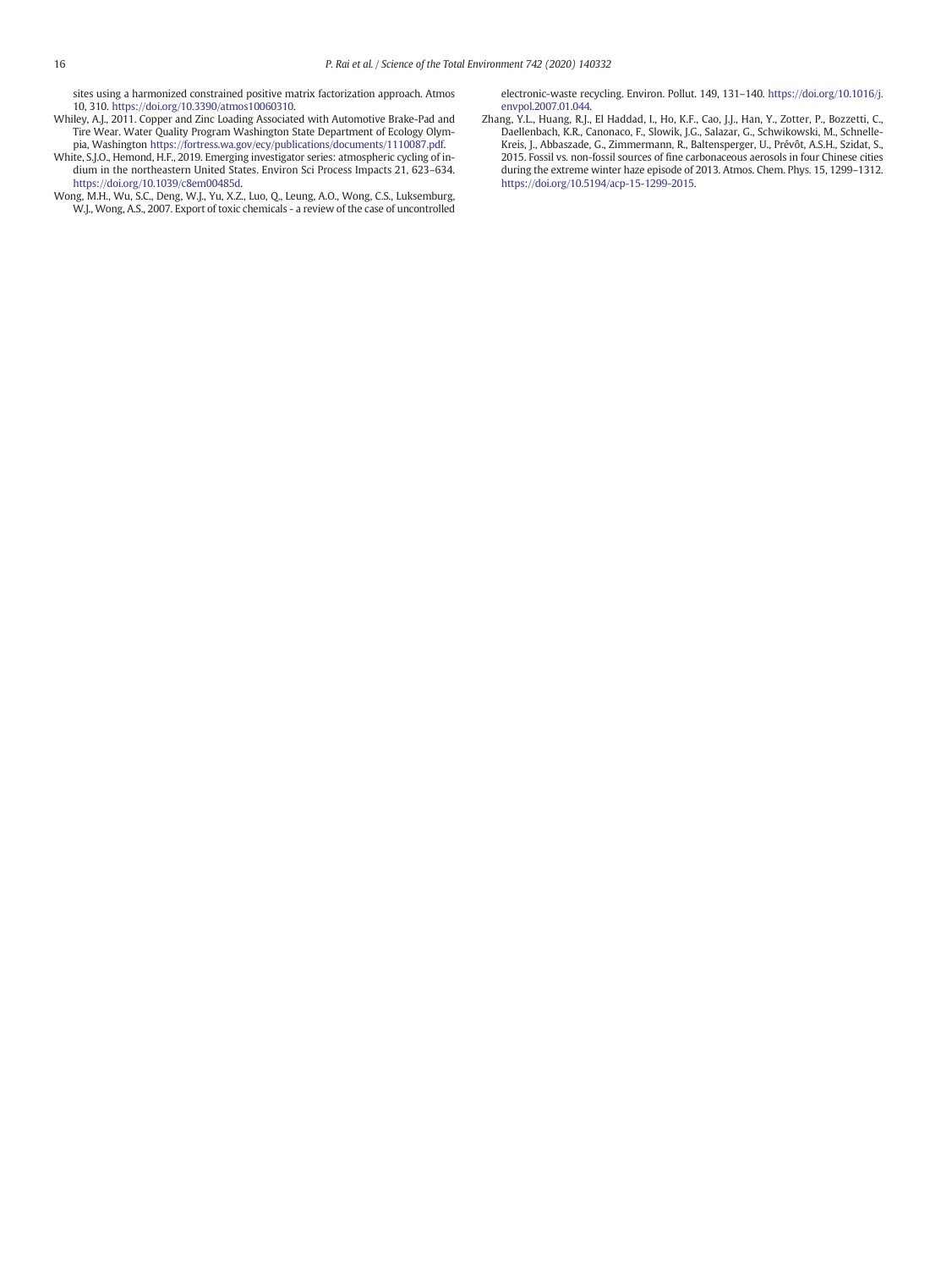sites using a harmonized constrained positive matrix factorization approach. Atmos 10, 310. https://doi.org/10.3390/atmos10060310.

Whiley, A.J., 2011. Copper and Zinc Loading Associated with Automotive Brake-Pad and Tire Wear. Water Quality Program Washington State Department of Ecology Olympia, Washington https://fortress.wa.gov/ecy/publications/documents/1110087.pdf.

White, S.J.O., Hemond, H.F., 2019. Emerging investigator series: atmospheric cycling of indium in the northeastern United States. Environ Sci Process Impacts 21, 623–634. https://doi.org/10.1039/c8em00485d.

Wong, M.H., Wu, S.C., Deng, W.J., Yu, X.Z., Luo, Q., Leung, A.O., Wong, C.S., Luksemburg, W.J., Wong, A.S., 2007. Export of toxic chemicals - a review of the case of uncontrolled electronic-waste recycling. Environ. Pollut. 149, 131–140. https://doi.org/10.1016/j.envpol.2007.01.044.

Zhang, Y.L., Huang, R.J., El Haddad, I., Ho, K.F., Cao, J.J., Han, Y., Zotter, P., Bozzetti, C., Daellenbach, K.R., Canonaco, F., Slowik, J.G., Salazar, G., Schwikowski, M., Schnelle-Kreis, J., Abbaszade, G., Zimmermann, R., Baltensperger, U., Prévôt, A.S.H., Szidat, S., 2015. Fossil vs. non-fossil sources of fine carbonaceous aerosols in four Chinese cities during the extreme winter haze episode of 2013. Atmos. Chem. Phys. 15, 1299–1312. https://doi.org/10.5194/acp-15-1299-2015.